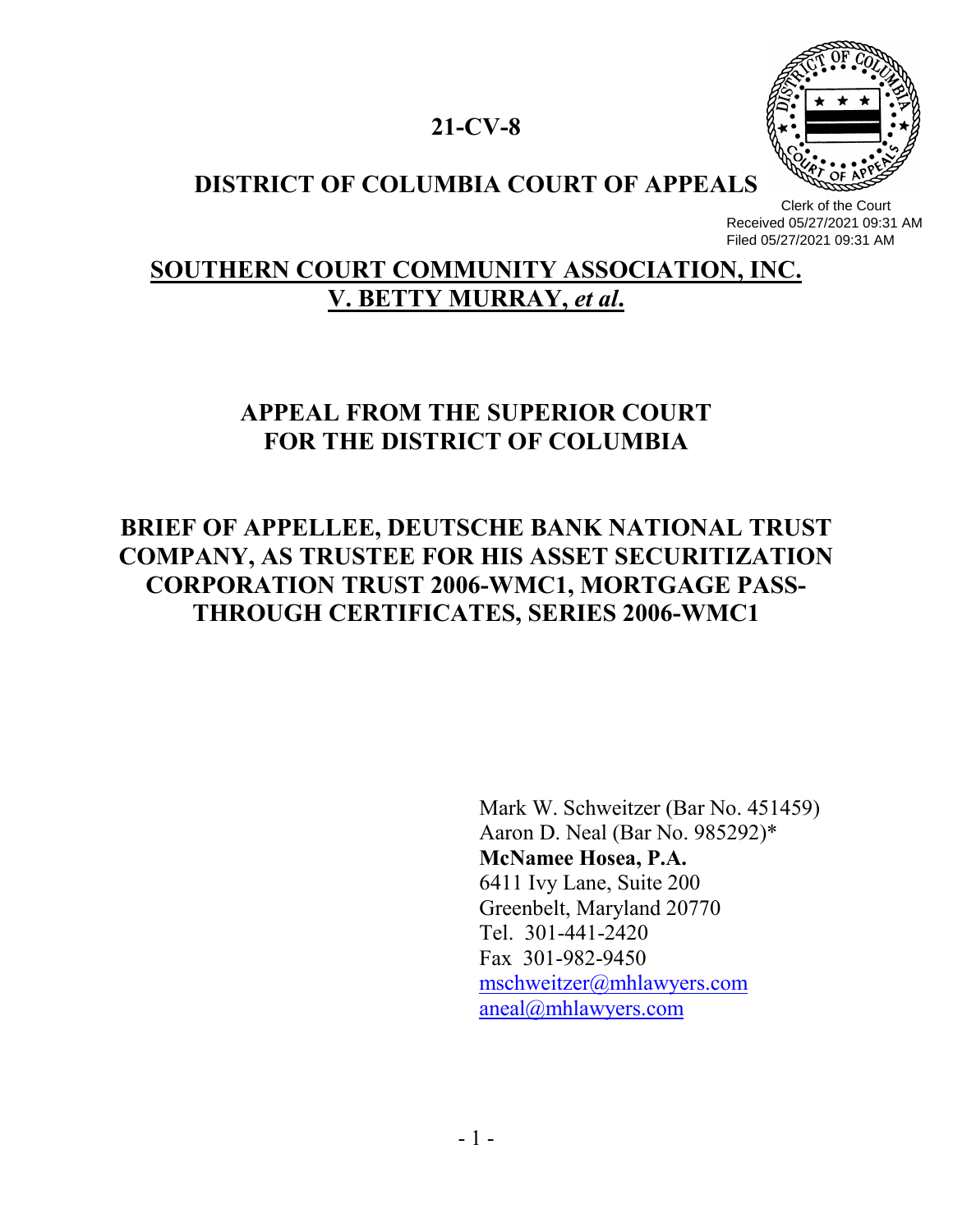# 21-CV-8

## DISTRICT OF COLUMBIA COURT OF APPEALS

Clerk of the Court
Received 05/27/2021 09:31 AM
Filed 05/27/2021 09:31 AM

## SOUTHERN COURT COMMUNITY ASSOCIATION, INC. V. BETTY MURRAY, *et al.*

## APPEAL FROM THE SUPERIOR COURT FOR THE DISTRICT OF COLUMBIA

## BRIEF OF APPELLEE, DEUTSCHE BANK NATIONAL TRUST COMPANY, AS TRUSTEE FOR HIS ASSET SECURITIZATION CORPORATION TRUST 2006-WMC1, MORTGAGE PASS-THROUGH CERTIFICATES, SERIES 2006-WMC1

Mark W. Schweitzer (Bar No. 451459)
Aaron D. Neal (Bar No. 985292)*
**McNamee Hosea, P.A.**
6411 Ivy Lane, Suite 200
Greenbelt, Maryland 20770
Tel. 301-441-2420
Fax 301-982-9450
mschweitzer@mhlawyers.com
aneal@mhlawyers.com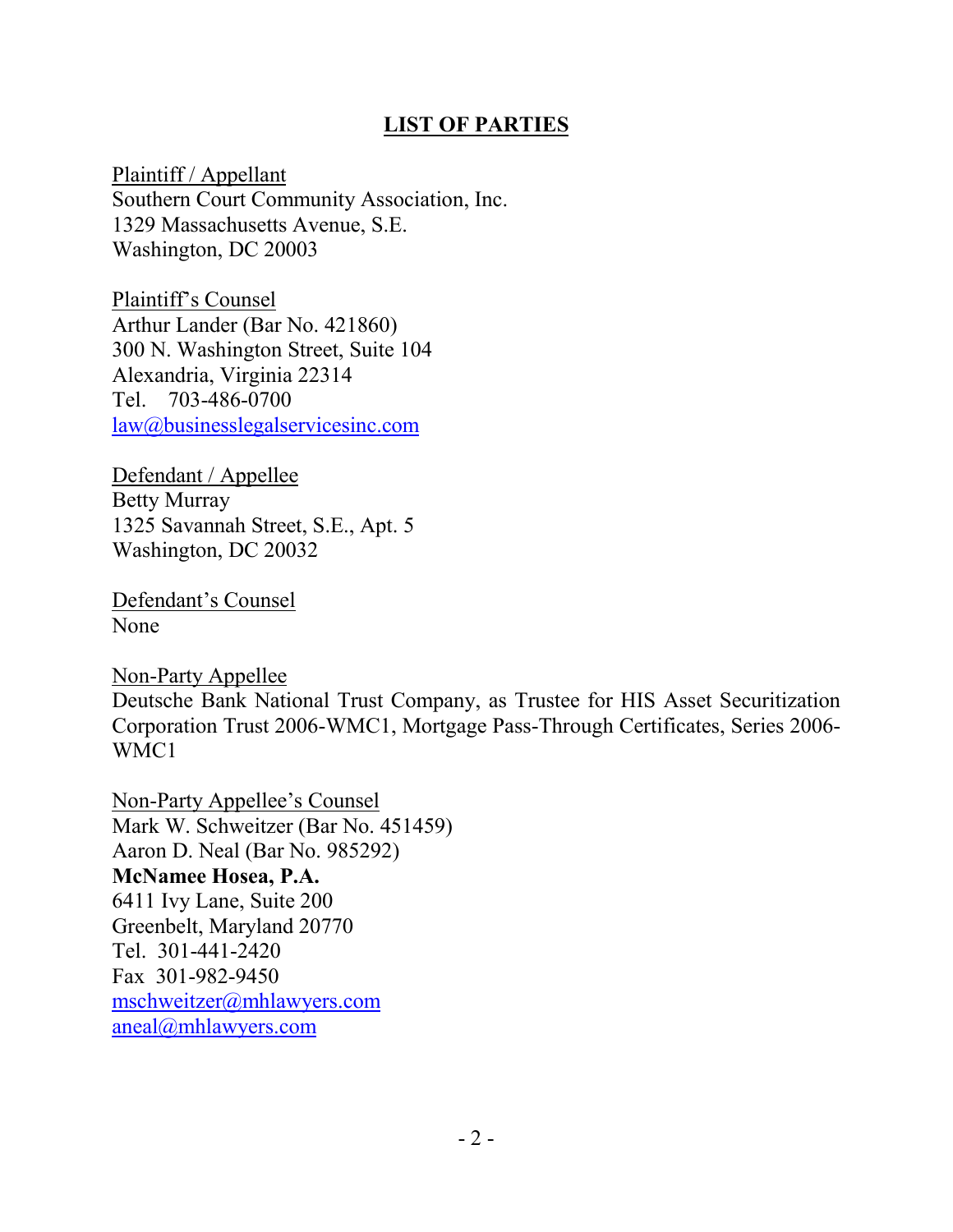# LIST OF PARTIES

Plaintiff / Appellant
Southern Court Community Association, Inc.
1329 Massachusetts Avenue, S.E.
Washington, DC 20003

Plaintiff's Counsel
Arthur Lander (Bar No. 421860)
300 N. Washington Street, Suite 104
Alexandria, Virginia 22314
Tel. 703-486-0700
law@businesslegalservicesinc.com

Defendant / Appellee
Betty Murray
1325 Savannah Street, S.E., Apt. 5
Washington, DC 20032

Defendant's Counsel
None

Non-Party Appellee
Deutsche Bank National Trust Company, as Trustee for HIS Asset Securitization Corporation Trust 2006-WMC1, Mortgage Pass-Through Certificates, Series 2006-WMC1

Non-Party Appellee's Counsel
Mark W. Schweitzer (Bar No. 451459)
Aaron D. Neal (Bar No. 985292)
**McNamee Hosea, P.A.**
6411 Ivy Lane, Suite 200
Greenbelt, Maryland 20770
Tel. 301-441-2420
Fax 301-982-9450
mschweitzer@mhlawyers.com
aneal@mhlawyers.com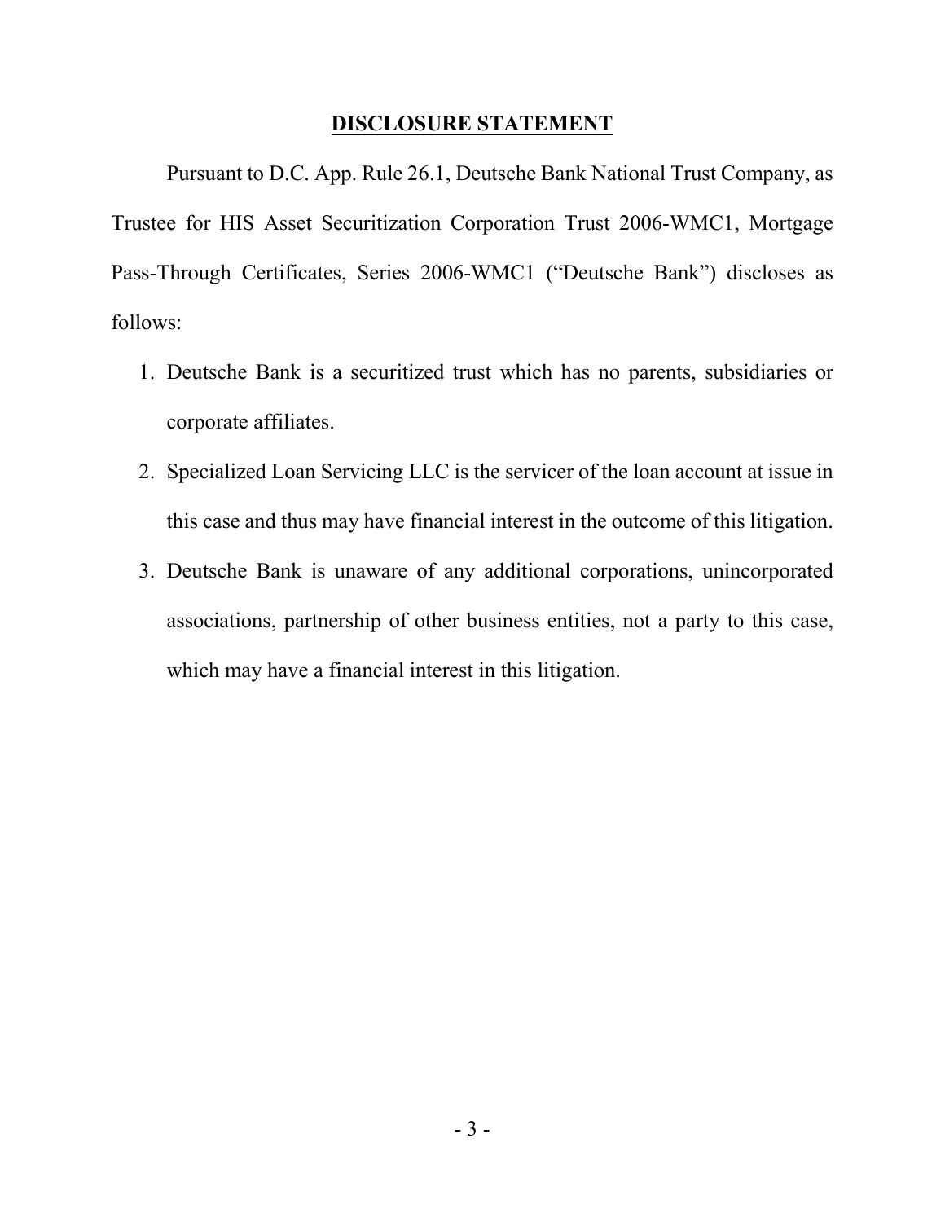## DISCLOSURE STATEMENT

Pursuant to D.C. App. Rule 26.1, Deutsche Bank National Trust Company, as Trustee for HIS Asset Securitization Corporation Trust 2006-WMC1, Mortgage Pass-Through Certificates, Series 2006-WMC1 ("Deutsche Bank") discloses as follows:

1. Deutsche Bank is a securitized trust which has no parents, subsidiaries or corporate affiliates.
2. Specialized Loan Servicing LLC is the servicer of the loan account at issue in this case and thus may have financial interest in the outcome of this litigation.
3. Deutsche Bank is unaware of any additional corporations, unincorporated associations, partnership of other business entities, not a party to this case, which may have a financial interest in this litigation.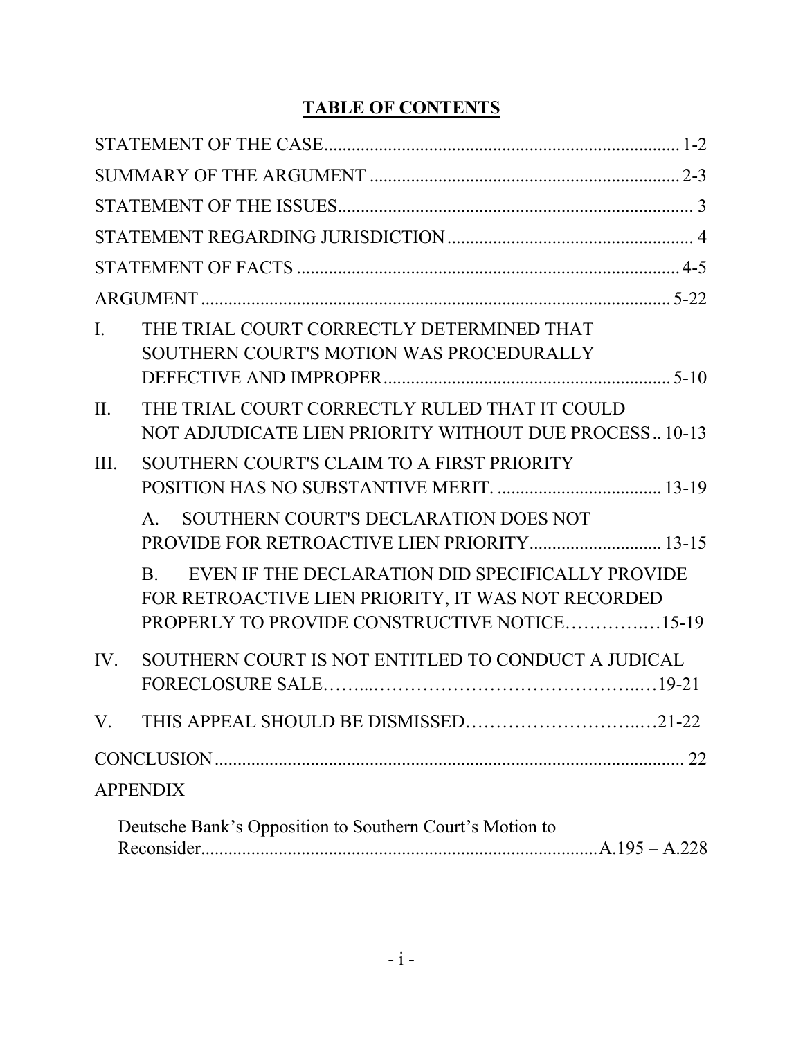# TABLE OF CONTENTS

STATEMENT OF THE CASE ............................................................................ 1-2

SUMMARY OF THE ARGUMENT .................................................................. 2-3

STATEMENT OF THE ISSUES ........................................................................... 3

STATEMENT REGARDING JURISDICTION ..................................................... 4

STATEMENT OF FACTS .................................................................................. 4-5

ARGUMENT ..................................................................................................... 5-22

I. THE TRIAL COURT CORRECTLY DETERMINED THAT SOUTHERN COURT'S MOTION WAS PROCEDURALLY DEFECTIVE AND IMPROPER ............................................................ 5-10

II. THE TRIAL COURT CORRECTLY RULED THAT IT COULD NOT ADJUDICATE LIEN PRIORITY WITHOUT DUE PROCESS .. 10-13

III. SOUTHERN COURT'S CLAIM TO A FIRST PRIORITY POSITION HAS NO SUBSTANTIVE MERIT. .................................. 13-19

   A. SOUTHERN COURT'S DECLARATION DOES NOT PROVIDE FOR RETROACTIVE LIEN PRIORITY ........................... 13-15

   B. EVEN IF THE DECLARATION DID SPECIFICALLY PROVIDE FOR RETROACTIVE LIEN PRIORITY, IT WAS NOT RECORDED PROPERLY TO PROVIDE CONSTRUCTIVE NOTICE…………..…15-19

IV. SOUTHERN COURT IS NOT ENTITLED TO CONDUCT A JUDICAL FORECLOSURE SALE……...…………………………………..…19-21

V. THIS APPEAL SHOULD BE DISMISSED………………………..…21-22

CONCLUSION ....................................................................................................... 22

APPENDIX

Deutsche Bank's Opposition to Southern Court's Motion to Reconsider ........................................................................................ A.195 – A.228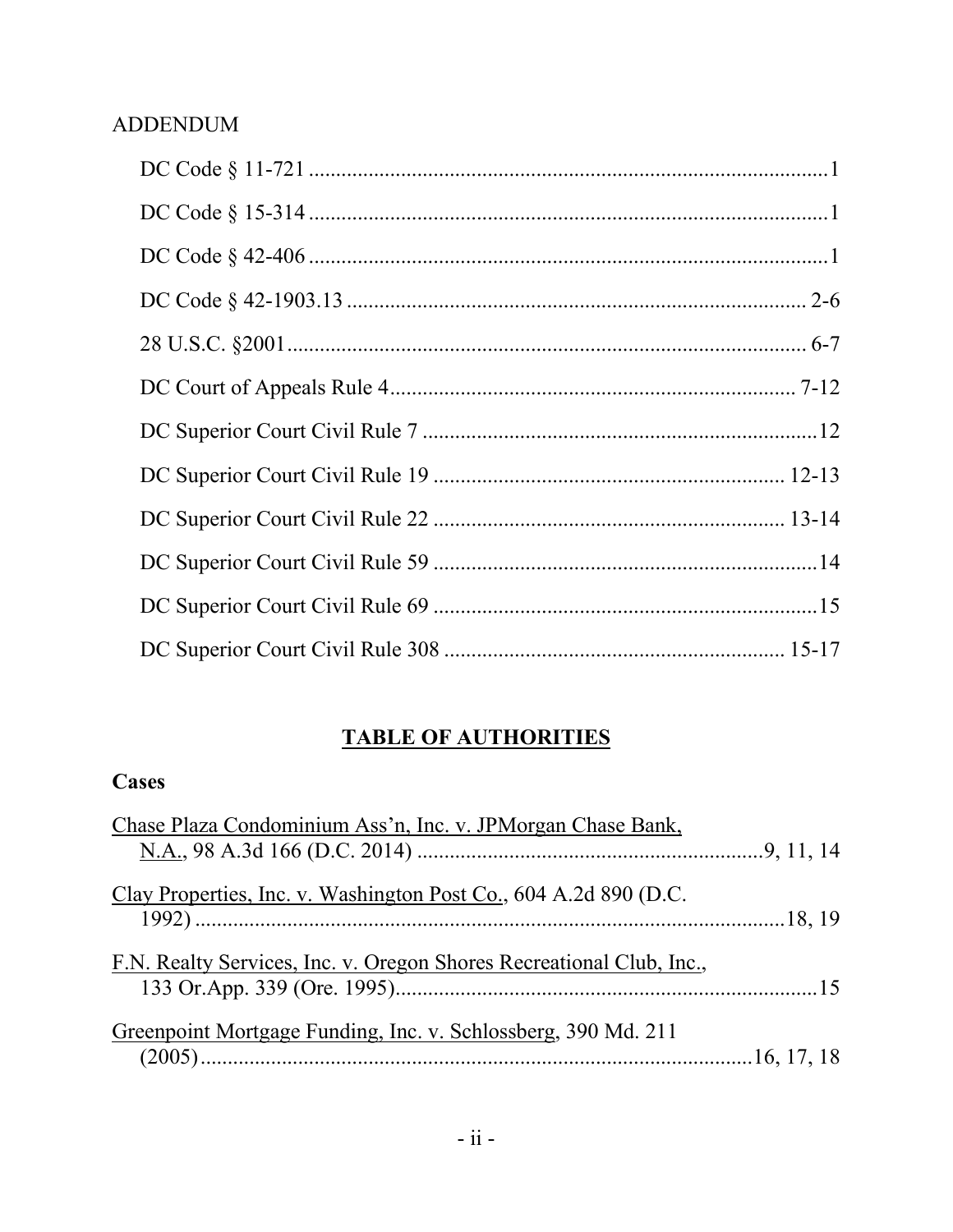ADDENDUM

DC Code § 11-721 ............................................................................................1

DC Code § 15-314 ............................................................................................1

DC Code § 42-406 ............................................................................................1

DC Code § 42-1903.13 .................................................................................. 2-6

28 U.S.C. §2001............................................................................................... 6-7

DC Court of Appeals Rule 4......................................................................... 7-12

DC Superior Court Civil Rule 7 .......................................................................12

DC Superior Court Civil Rule 19 .............................................................. 12-13

DC Superior Court Civil Rule 22 .............................................................. 13-14

DC Superior Court Civil Rule 59 ....................................................................14

DC Superior Court Civil Rule 69 ....................................................................15

DC Superior Court Civil Rule 308 ............................................................. 15-17

## TABLE OF AUTHORITIES

### Cases

Chase Plaza Condominium Ass'n, Inc. v. JPMorgan Chase Bank, N.A., 98 A.3d 166 (D.C. 2014) ..............................................................9, 11, 14

Clay Properties, Inc. v. Washington Post Co., 604 A.2d 890 (D.C. 1992) ..................................................................................................18, 19

F.N. Realty Services, Inc. v. Oregon Shores Recreational Club, Inc., 133 Or.App. 339 (Ore. 1995)..............................................................................15

Greenpoint Mortgage Funding, Inc. v. Schlossberg, 390 Md. 211 (2005).....................................................................................................16, 17, 18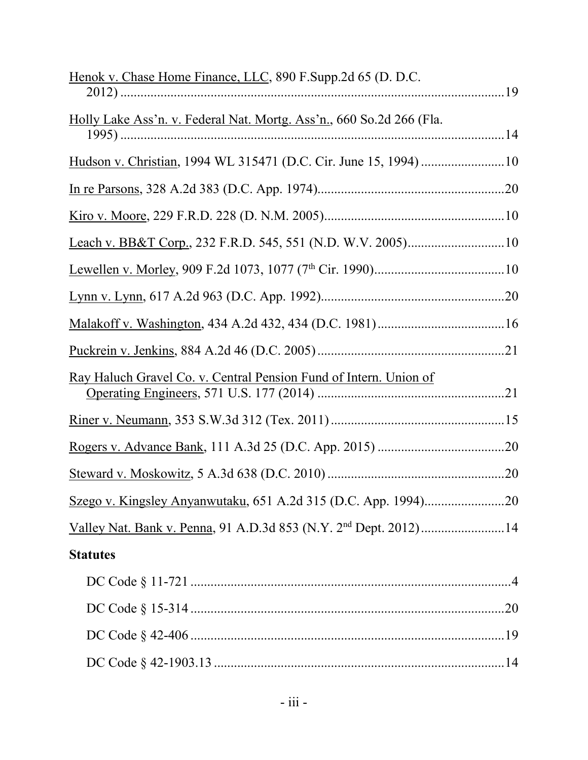Henok v. Chase Home Finance, LLC, 890 F.Supp.2d 65 (D. D.C. 2012) ....................................................................................................19

Holly Lake Ass'n. v. Federal Nat. Mortg. Ass'n., 660 So.2d 266 (Fla. 1995) ....................................................................................................14

Hudson v. Christian, 1994 WL 315471 (D.C. Cir. June 15, 1994) .........................10

In re Parsons, 328 A.2d 383 (DC App. 1974)........................................................20

Kiro v. Moore, 229 F.R.D. 228 (D. N.M. 2005)......................................................10

Leach v. BB&T Corp., 232 F.R.D. 545, 551 (N.D. W.V. 2005).............................10

Lewellen v. Morley, 909 F.2d 1073, 1077 (7th Cir. 1990).......................................10

Lynn v. Lynn, 617 A.2d 963 (D.C. App. 1992).......................................................20

Malakoff v. Washington, 434 A.2d 432, 434 (D.C. 1981)......................................16

Puckrein v. Jenkins, 884 A.2d 46 (D.C. 2005)........................................................21

Ray Haluch Gravel Co. v. Central Pension Fund of Intern. Union of Operating Engineers, 571 U.S. 177 (2014) ........................................................21

Riner v. Neumann, 353 S.W.3d 312 (Tex. 2011)....................................................15

Rogers v. Advance Bank, 111 A.3d 25 (D.C. App. 2015) ......................................20

Steward v. Moskowitz, 5 A.3d 638 (D.C. 2010).....................................................20

Szego v. Kingsley Anyanwutaku, 651 A.2d 315 (D.C. App. 1994).........................20

Valley Nat. Bank v. Penna, 91 A.D.3d 853 (N.Y. 2nd Dept. 2012).........................14

**Statutes**

DC Code § 11-721 ................................................................................................4

DC Code § 15-314 ...............................................................................................20

DC Code § 42-406 ...............................................................................................19

DC Code § 42-1903.13 ........................................................................................14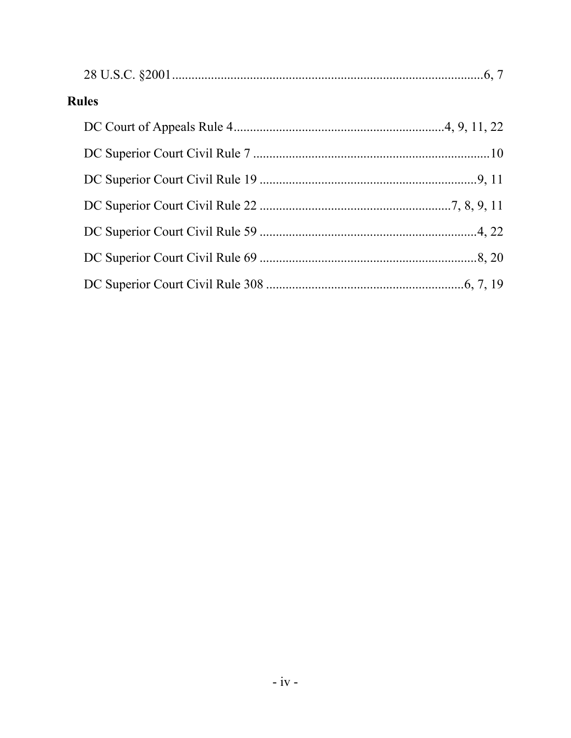28 U.S.C. §2001................................................................................................6, 7

## Rules

DC Court of Appeals Rule 4................................................................4, 9, 11, 22

DC Superior Court Civil Rule 7 ........................................................................10

DC Superior Court Civil Rule 19 ...................................................................9, 11

DC Superior Court Civil Rule 22 ..........................................................7, 8, 9, 11

DC Superior Court Civil Rule 59 ...................................................................4, 22

DC Superior Court Civil Rule 69 ...................................................................8, 20

DC Superior Court Civil Rule 308 .............................................................6, 7, 19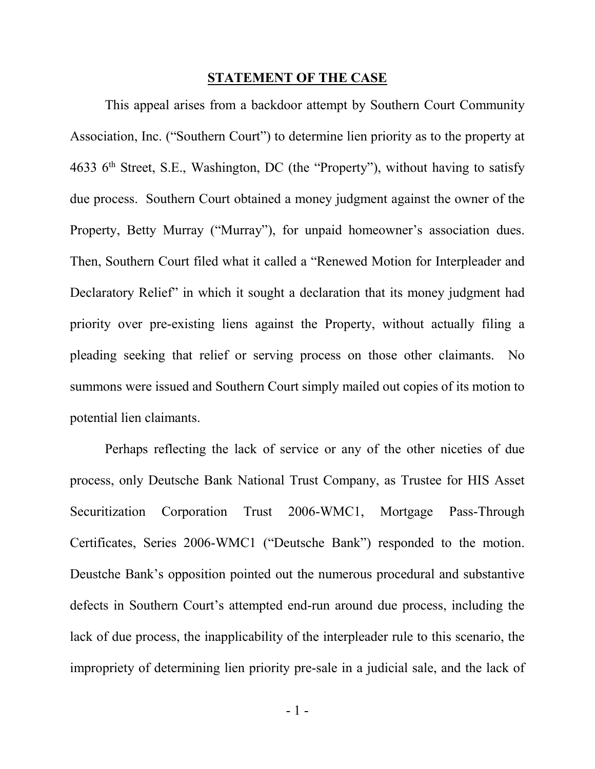## STATEMENT OF THE CASE

This appeal arises from a backdoor attempt by Southern Court Community Association, Inc. ("Southern Court") to determine lien priority as to the property at 4633 6th Street, S.E., Washington, DC (the "Property"), without having to satisfy due process. Southern Court obtained a money judgment against the owner of the Property, Betty Murray ("Murray"), for unpaid homeowner's association dues. Then, Southern Court filed what it called a "Renewed Motion for Interpleader and Declaratory Relief" in which it sought a declaration that its money judgment had priority over pre-existing liens against the Property, without actually filing a pleading seeking that relief or serving process on those other claimants. No summons were issued and Southern Court simply mailed out copies of its motion to potential lien claimants.

Perhaps reflecting the lack of service or any of the other niceties of due process, only Deutsche Bank National Trust Company, as Trustee for HIS Asset Securitization Corporation Trust 2006-WMC1, Mortgage Pass-Through Certificates, Series 2006-WMC1 ("Deutsche Bank") responded to the motion. Deustche Bank's opposition pointed out the numerous procedural and substantive defects in Southern Court's attempted end-run around due process, including the lack of due process, the inapplicability of the interpleader rule to this scenario, the impropriety of determining lien priority pre-sale in a judicial sale, and the lack of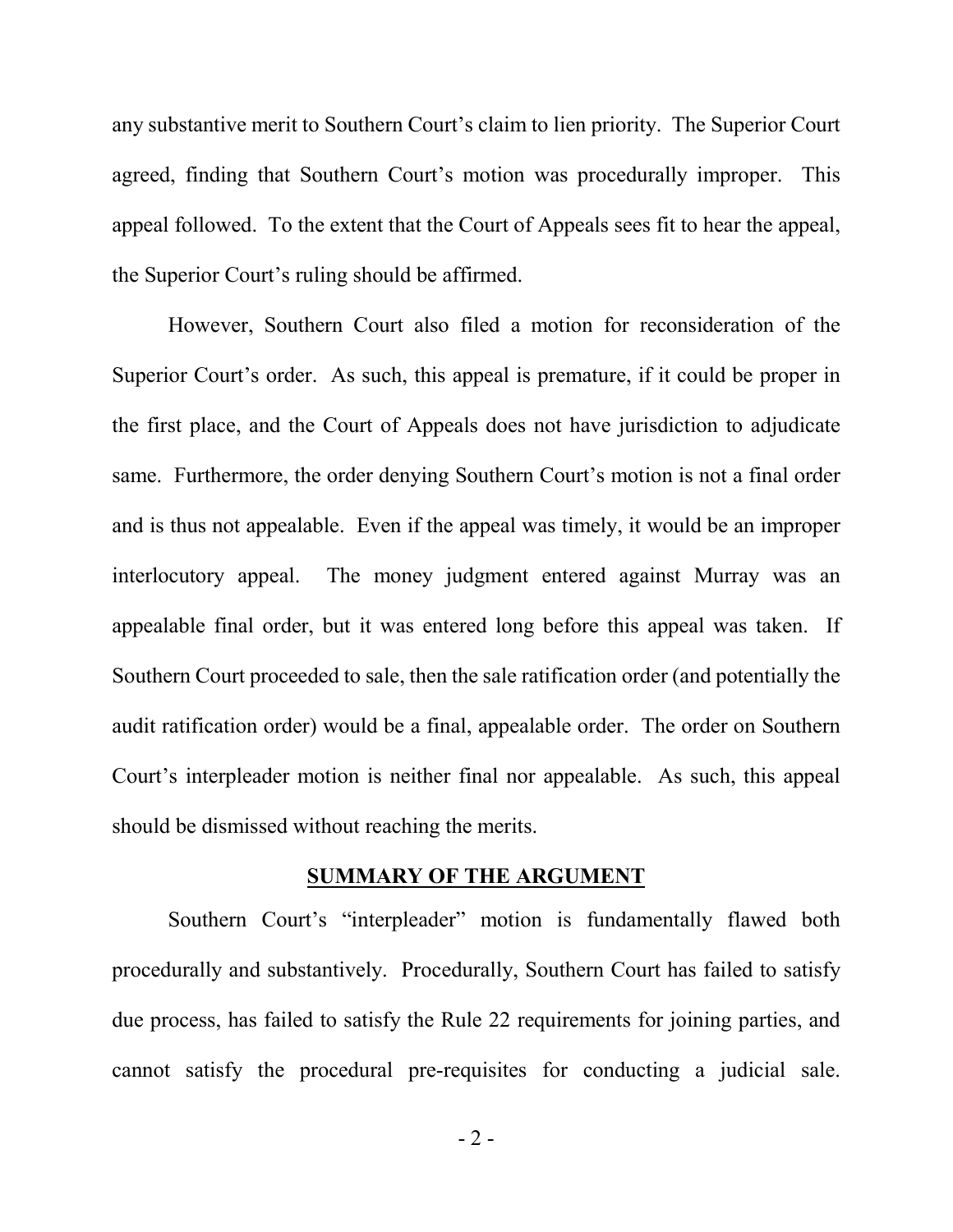any substantive merit to Southern Court's claim to lien priority. The Superior Court agreed, finding that Southern Court's motion was procedurally improper. This appeal followed. To the extent that the Court of Appeals sees fit to hear the appeal, the Superior Court's ruling should be affirmed.

However, Southern Court also filed a motion for reconsideration of the Superior Court's order. As such, this appeal is premature, if it could be proper in the first place, and the Court of Appeals does not have jurisdiction to adjudicate same. Furthermore, the order denying Southern Court's motion is not a final order and is thus not appealable. Even if the appeal was timely, it would be an improper interlocutory appeal. The money judgment entered against Murray was an appealable final order, but it was entered long before this appeal was taken. If Southern Court proceeded to sale, then the sale ratification order (and potentially the audit ratification order) would be a final, appealable order. The order on Southern Court's interpleader motion is neither final nor appealable. As such, this appeal should be dismissed without reaching the merits.

## SUMMARY OF THE ARGUMENT

Southern Court's "interpleader" motion is fundamentally flawed both procedurally and substantively. Procedurally, Southern Court has failed to satisfy due process, has failed to satisfy the Rule 22 requirements for joining parties, and cannot satisfy the procedural pre-requisites for conducting a judicial sale.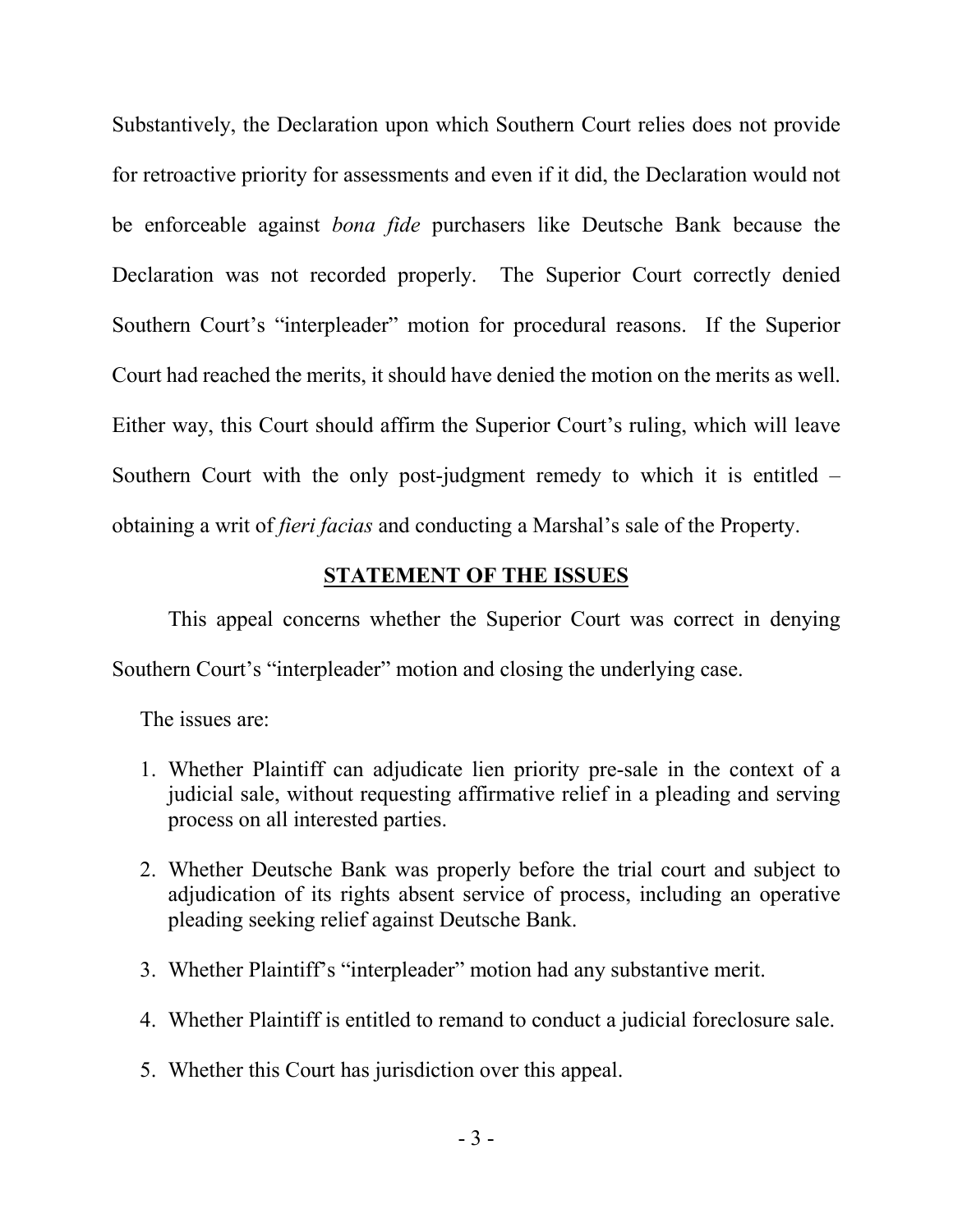Substantively, the Declaration upon which Southern Court relies does not provide for retroactive priority for assessments and even if it did, the Declaration would not be enforceable against *bona fide* purchasers like Deutsche Bank because the Declaration was not recorded properly. The Superior Court correctly denied Southern Court's "interpleader" motion for procedural reasons. If the Superior Court had reached the merits, it should have denied the motion on the merits as well. Either way, this Court should affirm the Superior Court's ruling, which will leave Southern Court with the only post-judgment remedy to which it is entitled – obtaining a writ of *fieri facias* and conducting a Marshal's sale of the Property.

## STATEMENT OF THE ISSUES

This appeal concerns whether the Superior Court was correct in denying Southern Court's "interpleader" motion and closing the underlying case.

The issues are:

1. Whether Plaintiff can adjudicate lien priority pre-sale in the context of a judicial sale, without requesting affirmative relief in a pleading and serving process on all interested parties.
2. Whether Deutsche Bank was properly before the trial court and subject to adjudication of its rights absent service of process, including an operative pleading seeking relief against Deutsche Bank.
3. Whether Plaintiff's "interpleader" motion had any substantive merit.
4. Whether Plaintiff is entitled to remand to conduct a judicial foreclosure sale.
5. Whether this Court has jurisdiction over this appeal.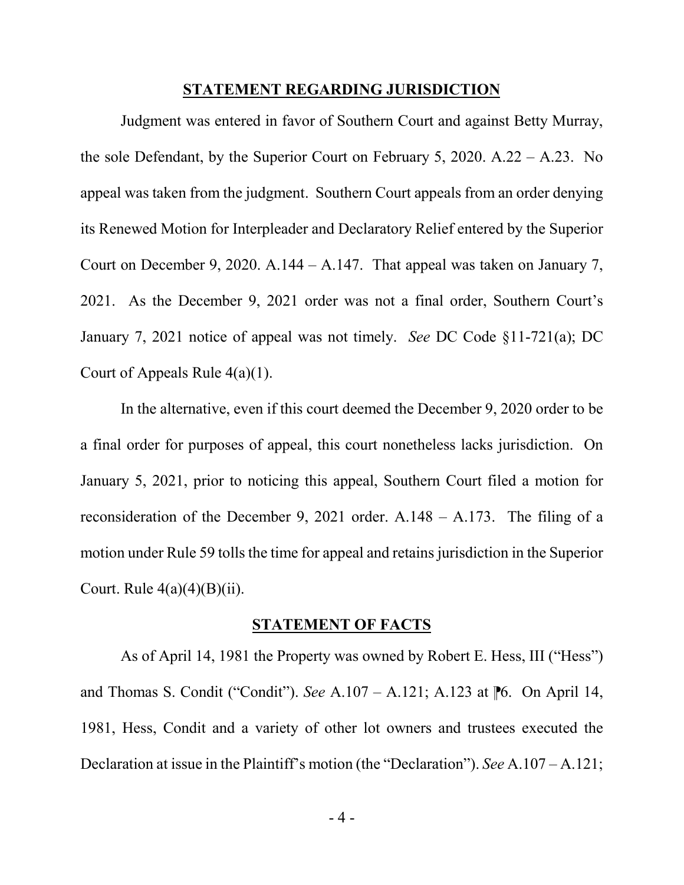## STATEMENT REGARDING JURISDICTION

Judgment was entered in favor of Southern Court and against Betty Murray, the sole Defendant, by the Superior Court on February 5, 2020. A.22 – A.23. No appeal was taken from the judgment. Southern Court appeals from an order denying its Renewed Motion for Interpleader and Declaratory Relief entered by the Superior Court on December 9, 2020. A.144 – A.147. That appeal was taken on January 7, 2021. As the December 9, 2021 order was not a final order, Southern Court's January 7, 2021 notice of appeal was not timely. *See* DC Code §11-721(a); DC Court of Appeals Rule 4(a)(1).

In the alternative, even if this court deemed the December 9, 2020 order to be a final order for purposes of appeal, this court nonetheless lacks jurisdiction. On January 5, 2021, prior to noticing this appeal, Southern Court filed a motion for reconsideration of the December 9, 2021 order. A.148 – A.173. The filing of a motion under Rule 59 tolls the time for appeal and retains jurisdiction in the Superior Court. Rule 4(a)(4)(B)(ii).

## STATEMENT OF FACTS

As of April 14, 1981 the Property was owned by Robert E. Hess, III ("Hess") and Thomas S. Condit ("Condit"). *See* A.107 – A.121; A.123 at ⁋6. On April 14, 1981, Hess, Condit and a variety of other lot owners and trustees executed the Declaration at issue in the Plaintiff's motion (the "Declaration"). *See* A.107 – A.121;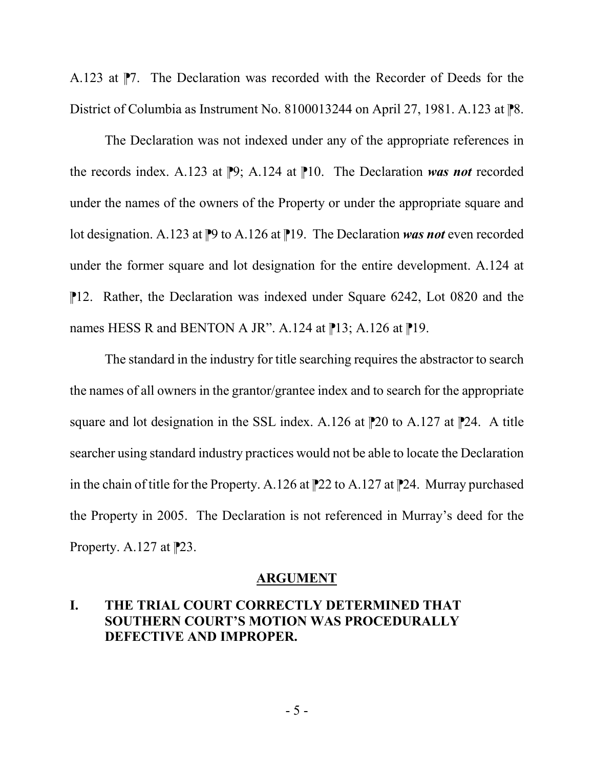A.123 at ⁋7. The Declaration was recorded with the Recorder of Deeds for the District of Columbia as Instrument No. 8100013244 on April 27, 1981. A.123 at ⁋8.

The Declaration was not indexed under any of the appropriate references in the records index. A.123 at ⁋9; A.124 at ⁋10. The Declaration ***was not*** recorded under the names of the owners of the Property or under the appropriate square and lot designation. A.123 at ⁋9 to A.126 at ⁋19. The Declaration ***was not*** even recorded under the former square and lot designation for the entire development. A.124 at ⁋12. Rather, the Declaration was indexed under Square 6242, Lot 0820 and the names HESS R and BENTON A JR". A.124 at ⁋13; A.126 at ⁋19.

The standard in the industry for title searching requires the abstractor to search the names of all owners in the grantor/grantee index and to search for the appropriate square and lot designation in the SSL index. A.126 at ⁋20 to A.127 at ⁋24. A title searcher using standard industry practices would not be able to locate the Declaration in the chain of title for the Property. A.126 at ⁋22 to A.127 at ⁋24. Murray purchased the Property in 2005. The Declaration is not referenced in Murray's deed for the Property. A.127 at ⁋23.

## ARGUMENT

### I. THE TRIAL COURT CORRECTLY DETERMINED THAT SOUTHERN COURT'S MOTION WAS PROCEDURALLY DEFECTIVE AND IMPROPER.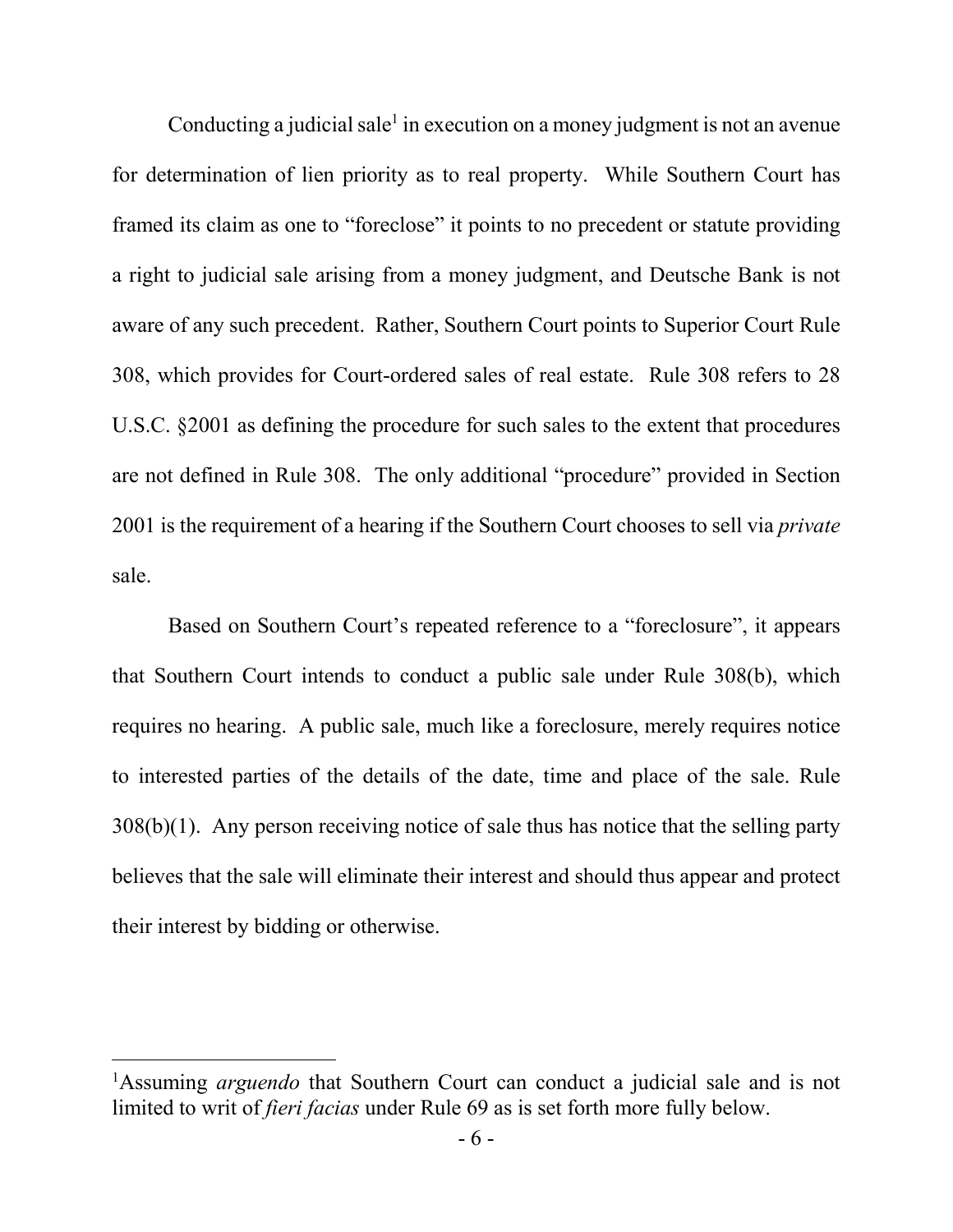Conducting a judicial sale[1] in execution on a money judgment is not an avenue for determination of lien priority as to real property. While Southern Court has framed its claim as one to "foreclose" it points to no precedent or statute providing a right to judicial sale arising from a money judgment, and Deutsche Bank is not aware of any such precedent. Rather, Southern Court points to Superior Court Rule 308, which provides for Court-ordered sales of real estate. Rule 308 refers to 28 U.S.C. §2001 as defining the procedure for such sales to the extent that procedures are not defined in Rule 308. The only additional "procedure" provided in Section 2001 is the requirement of a hearing if the Southern Court chooses to sell via *private* sale.

Based on Southern Court's repeated reference to a "foreclosure", it appears that Southern Court intends to conduct a public sale under Rule 308(b), which requires no hearing. A public sale, much like a foreclosure, merely requires notice to interested parties of the details of the date, time and place of the sale. Rule 308(b)(1). Any person receiving notice of sale thus has notice that the selling party believes that the sale will eliminate their interest and should thus appear and protect their interest by bidding or otherwise.

---

[1] Assuming *arguendo* that Southern Court can conduct a judicial sale and is not limited to writ of *fieri facias* under Rule 69 as is set forth more fully below.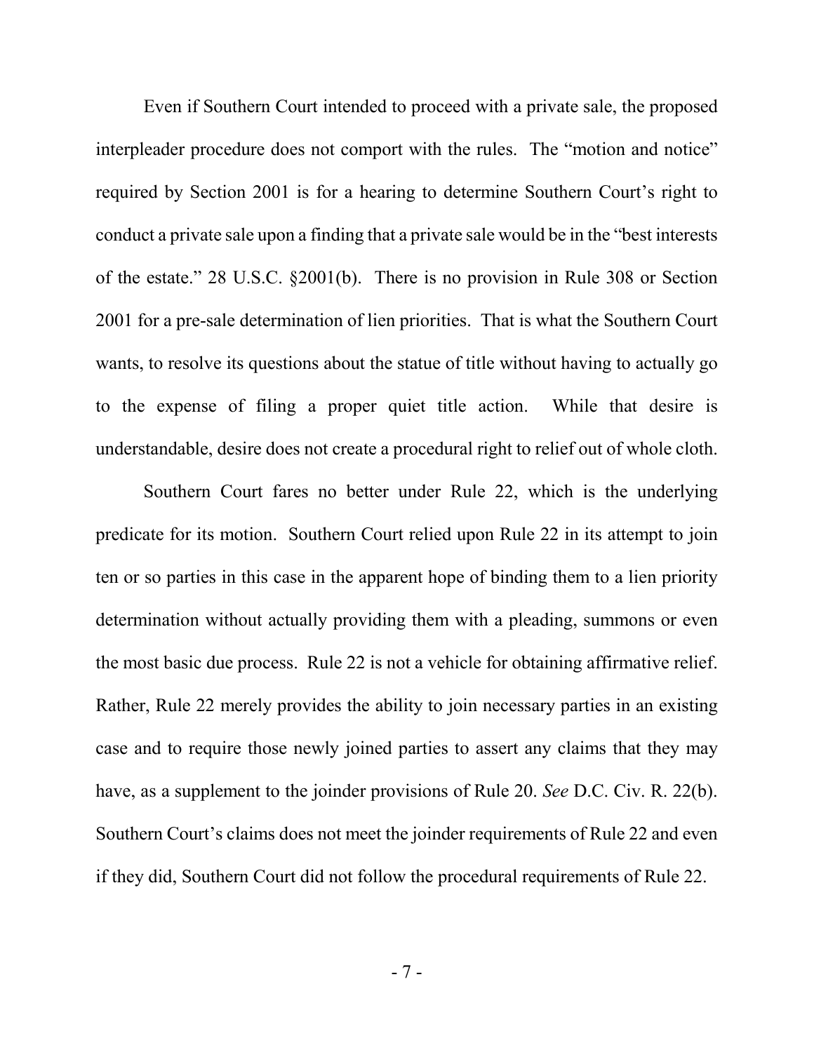Even if Southern Court intended to proceed with a private sale, the proposed interpleader procedure does not comport with the rules. The "motion and notice" required by Section 2001 is for a hearing to determine Southern Court's right to conduct a private sale upon a finding that a private sale would be in the "best interests of the estate." 28 U.S.C. §2001(b). There is no provision in Rule 308 or Section 2001 for a pre-sale determination of lien priorities. That is what the Southern Court wants, to resolve its questions about the statue of title without having to actually go to the expense of filing a proper quiet title action. While that desire is understandable, desire does not create a procedural right to relief out of whole cloth.

Southern Court fares no better under Rule 22, which is the underlying predicate for its motion. Southern Court relied upon Rule 22 in its attempt to join ten or so parties in this case in the apparent hope of binding them to a lien priority determination without actually providing them with a pleading, summons or even the most basic due process. Rule 22 is not a vehicle for obtaining affirmative relief. Rather, Rule 22 merely provides the ability to join necessary parties in an existing case and to require those newly joined parties to assert any claims that they may have, as a supplement to the joinder provisions of Rule 20. *See* D.C. Civ. R. 22(b). Southern Court's claims does not meet the joinder requirements of Rule 22 and even if they did, Southern Court did not follow the procedural requirements of Rule 22.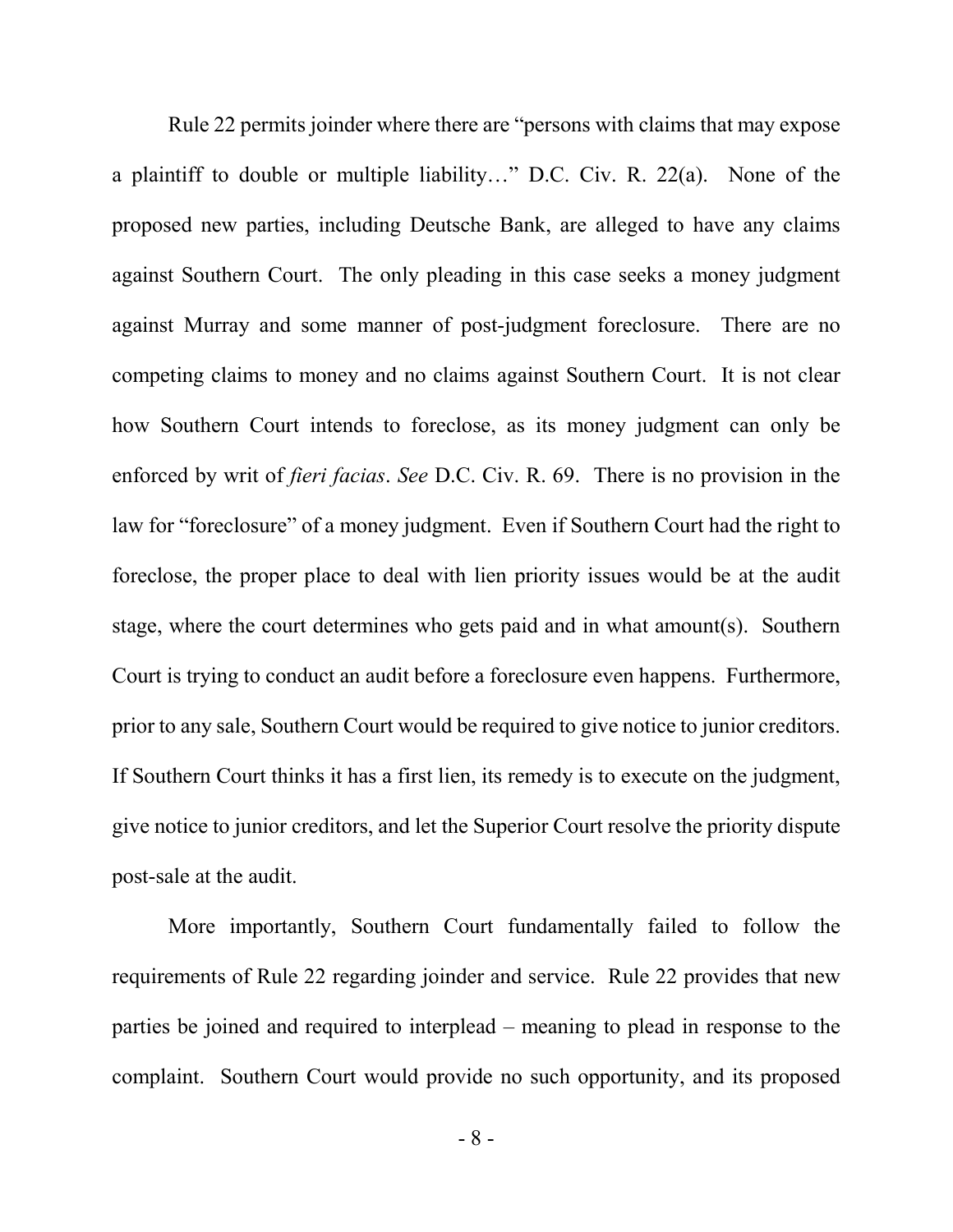Rule 22 permits joinder where there are "persons with claims that may expose a plaintiff to double or multiple liability…" D.C. Civ. R. 22(a). None of the proposed new parties, including Deutsche Bank, are alleged to have any claims against Southern Court. The only pleading in this case seeks a money judgment against Murray and some manner of post-judgment foreclosure. There are no competing claims to money and no claims against Southern Court. It is not clear how Southern Court intends to foreclose, as its money judgment can only be enforced by writ of *fieri facias*. *See* D.C. Civ. R. 69. There is no provision in the law for "foreclosure" of a money judgment. Even if Southern Court had the right to foreclose, the proper place to deal with lien priority issues would be at the audit stage, where the court determines who gets paid and in what amount(s). Southern Court is trying to conduct an audit before a foreclosure even happens. Furthermore, prior to any sale, Southern Court would be required to give notice to junior creditors. If Southern Court thinks it has a first lien, its remedy is to execute on the judgment, give notice to junior creditors, and let the Superior Court resolve the priority dispute post-sale at the audit.

More importantly, Southern Court fundamentally failed to follow the requirements of Rule 22 regarding joinder and service. Rule 22 provides that new parties be joined and required to interplead – meaning to plead in response to the complaint. Southern Court would provide no such opportunity, and its proposed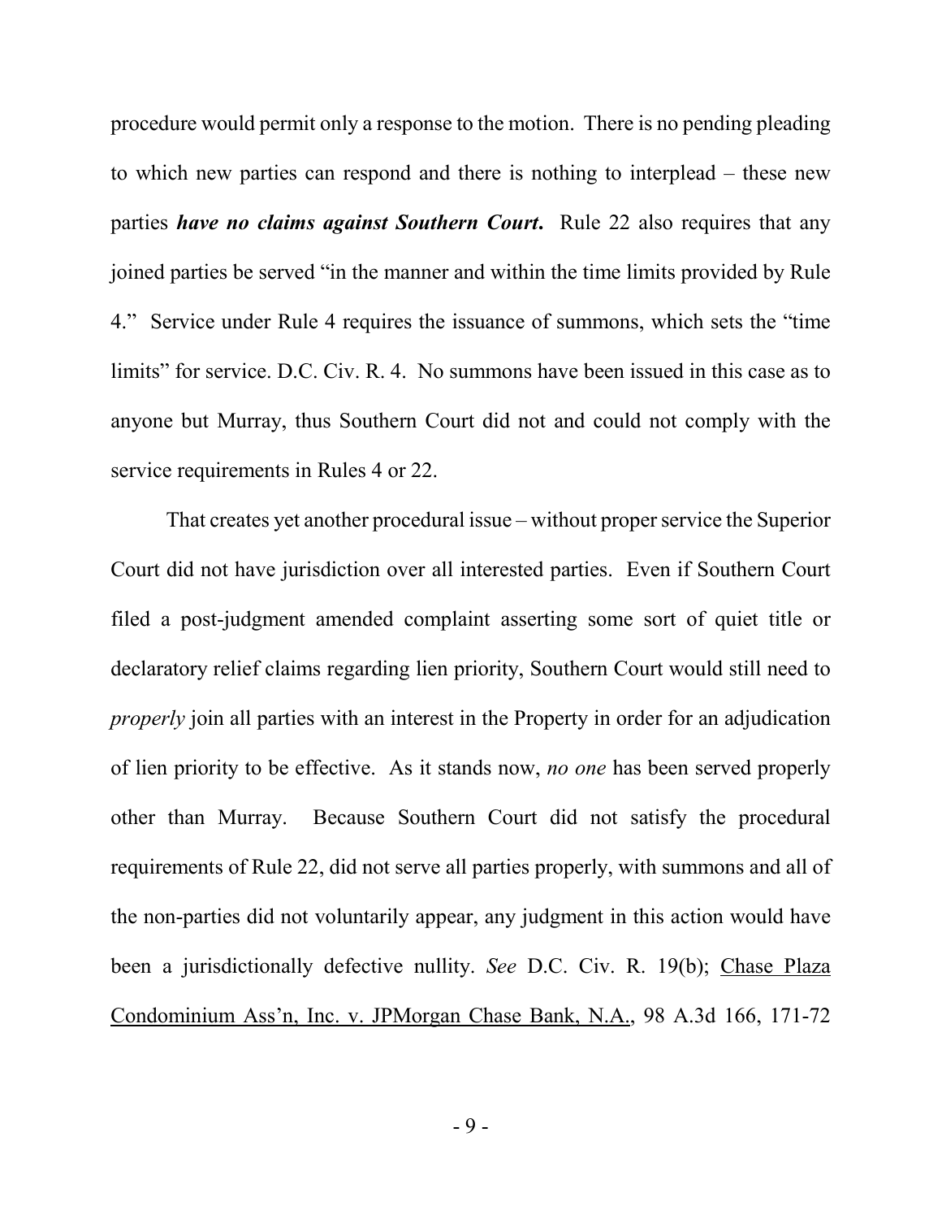procedure would permit only a response to the motion. There is no pending pleading to which new parties can respond and there is nothing to interplead – these new parties ***have no claims against Southern Court***. Rule 22 also requires that any joined parties be served "in the manner and within the time limits provided by Rule 4." Service under Rule 4 requires the issuance of summons, which sets the "time limits" for service. D.C. Civ. R. 4. No summons have been issued in this case as to anyone but Murray, thus Southern Court did not and could not comply with the service requirements in Rules 4 or 22.

That creates yet another procedural issue – without proper service the Superior Court did not have jurisdiction over all interested parties. Even if Southern Court filed a post-judgment amended complaint asserting some sort of quiet title or declaratory relief claims regarding lien priority, Southern Court would still need to *properly* join all parties with an interest in the Property in order for an adjudication of lien priority to be effective. As it stands now, *no one* has been served properly other than Murray. Because Southern Court did not satisfy the procedural requirements of Rule 22, did not serve all parties properly, with summons and all of the non-parties did not voluntarily appear, any judgment in this action would have been a jurisdictionally defective nullity. *See* D.C. Civ. R. 19(b); Chase Plaza Condominium Ass'n, Inc. v. JPMorgan Chase Bank, N.A., 98 A.3d 166, 171-72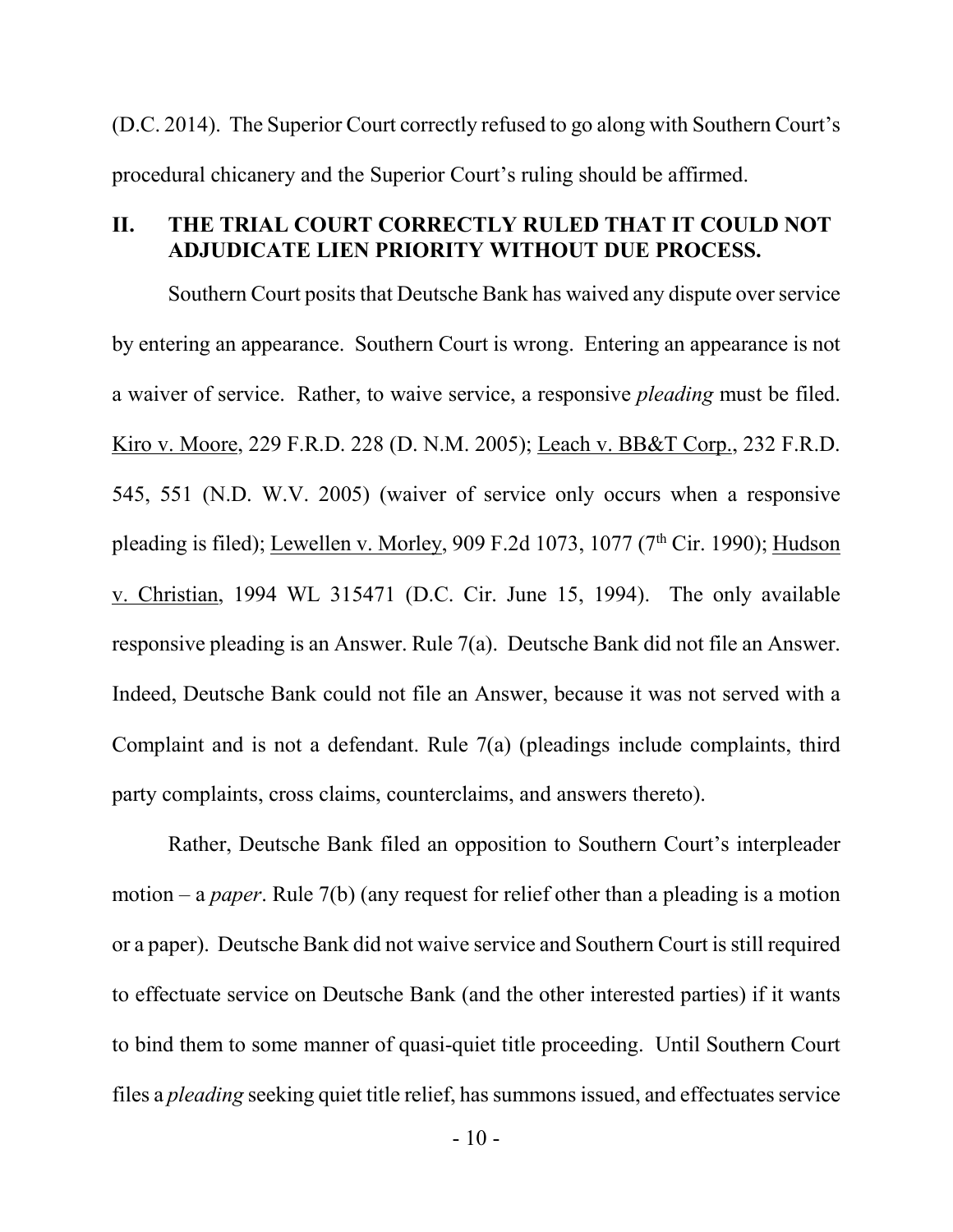(D.C. 2014). The Superior Court correctly refused to go along with Southern Court's procedural chicanery and the Superior Court's ruling should be affirmed.

## II. THE TRIAL COURT CORRECTLY RULED THAT IT COULD NOT ADJUDICATE LIEN PRIORITY WITHOUT DUE PROCESS.

Southern Court posits that Deutsche Bank has waived any dispute over service by entering an appearance. Southern Court is wrong. Entering an appearance is not a waiver of service. Rather, to waive service, a responsive *pleading* must be filed. Kiro v. Moore, 229 F.R.D. 228 (D. N.M. 2005); Leach v. BB&T Corp., 232 F.R.D. 545, 551 (N.D. W.V. 2005) (waiver of service only occurs when a responsive pleading is filed); Lewellen v. Morley, 909 F.2d 1073, 1077 (7th Cir. 1990); Hudson v. Christian, 1994 WL 315471 (D.C. Cir. June 15, 1994). The only available responsive pleading is an Answer. Rule 7(a). Deutsche Bank did not file an Answer. Indeed, Deutsche Bank could not file an Answer, because it was not served with a Complaint and is not a defendant. Rule 7(a) (pleadings include complaints, third party complaints, cross claims, counterclaims, and answers thereto).

Rather, Deutsche Bank filed an opposition to Southern Court's interpleader motion – a *paper*. Rule 7(b) (any request for relief other than a pleading is a motion or a paper). Deutsche Bank did not waive service and Southern Court is still required to effectuate service on Deutsche Bank (and the other interested parties) if it wants to bind them to some manner of quasi-quiet title proceeding. Until Southern Court files a *pleading* seeking quiet title relief, has summons issued, and effectuates service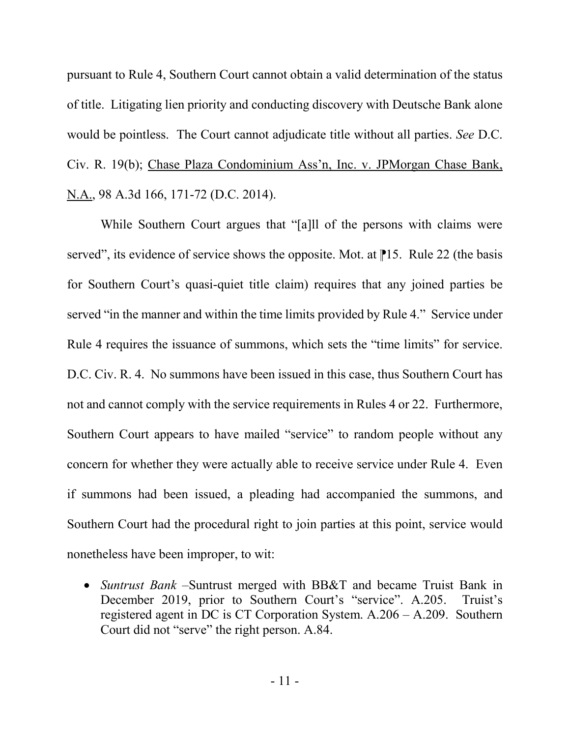pursuant to Rule 4, Southern Court cannot obtain a valid determination of the status of title. Litigating lien priority and conducting discovery with Deutsche Bank alone would be pointless. The Court cannot adjudicate title without all parties. *See* D.C. Civ. R. 19(b); Chase Plaza Condominium Ass'n, Inc. v. JPMorgan Chase Bank, N.A., 98 A.3d 166, 171-72 (D.C. 2014).

While Southern Court argues that "[a]ll of the persons with claims were served", its evidence of service shows the opposite. Mot. at ⁋15. Rule 22 (the basis for Southern Court's quasi-quiet title claim) requires that any joined parties be served "in the manner and within the time limits provided by Rule 4." Service under Rule 4 requires the issuance of summons, which sets the "time limits" for service. D.C. Civ. R. 4. No summons have been issued in this case, thus Southern Court has not and cannot comply with the service requirements in Rules 4 or 22. Furthermore, Southern Court appears to have mailed "service" to random people without any concern for whether they were actually able to receive service under Rule 4. Even if summons had been issued, a pleading had accompanied the summons, and Southern Court had the procedural right to join parties at this point, service would nonetheless have been improper, to wit:

- *Suntrust Bank* –Suntrust merged with BB&T and became Truist Bank in December 2019, prior to Southern Court's "service". A.205. Truist's registered agent in DC is CT Corporation System. A.206 – A.209. Southern Court did not "serve" the right person. A.84.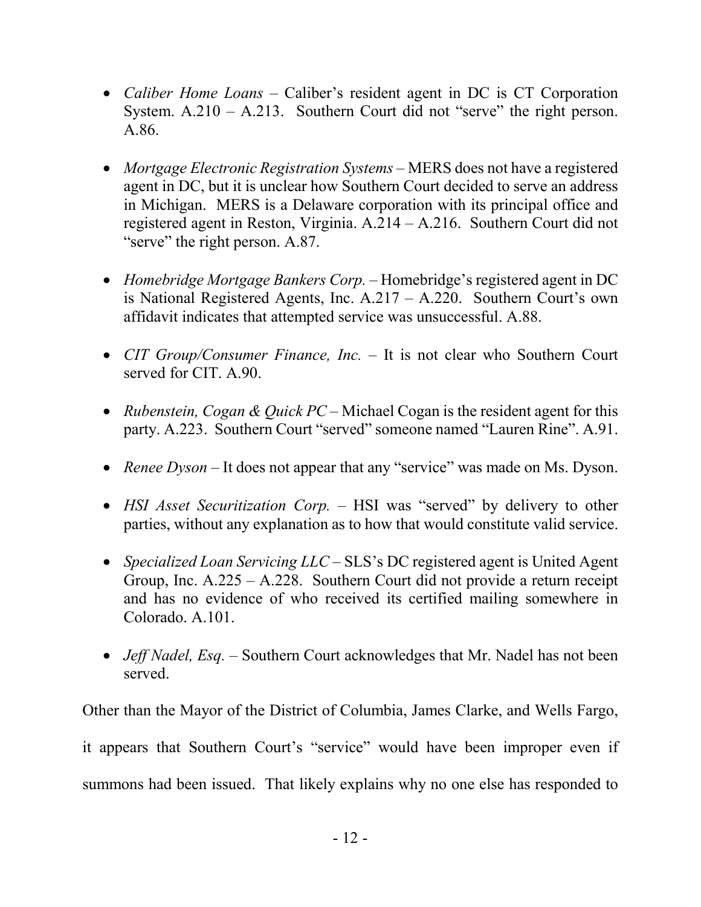- *Caliber Home Loans* – Caliber's resident agent in DC is CT Corporation System. A.210 – A.213. Southern Court did not "serve" the right person. A.86.

- *Mortgage Electronic Registration Systems* – MERS does not have a registered agent in DC, but it is unclear how Southern Court decided to serve an address in Michigan. MERS is a Delaware corporation with its principal office and registered agent in Reston, Virginia. A.214 – A.216. Southern Court did not "serve" the right person. A.87.

- *Homebridge Mortgage Bankers Corp.* – Homebridge's registered agent in DC is National Registered Agents, Inc. A.217 – A.220. Southern Court's own affidavit indicates that attempted service was unsuccessful. A.88.

- *CIT Group/Consumer Finance, Inc.* – It is not clear who Southern Court served for CIT. A.90.

- *Rubenstein, Cogan & Quick PC* – Michael Cogan is the resident agent for this party. A.223. Southern Court "served" someone named "Lauren Rine". A.91.

- *Renee Dyson* – It does not appear that any "service" was made on Ms. Dyson.

- *HSI Asset Securitization Corp.* – HSI was "served" by delivery to other parties, without any explanation as to how that would constitute valid service.

- *Specialized Loan Servicing LLC* – SLS's DC registered agent is United Agent Group, Inc. A.225 – A.228. Southern Court did not provide a return receipt and has no evidence of who received its certified mailing somewhere in Colorado. A.101.

- *Jeff Nadel, Esq.* – Southern Court acknowledges that Mr. Nadel has not been served.

Other than the Mayor of the District of Columbia, James Clarke, and Wells Fargo, it appears that Southern Court's "service" would have been improper even if summons had been issued. That likely explains why no one else has responded to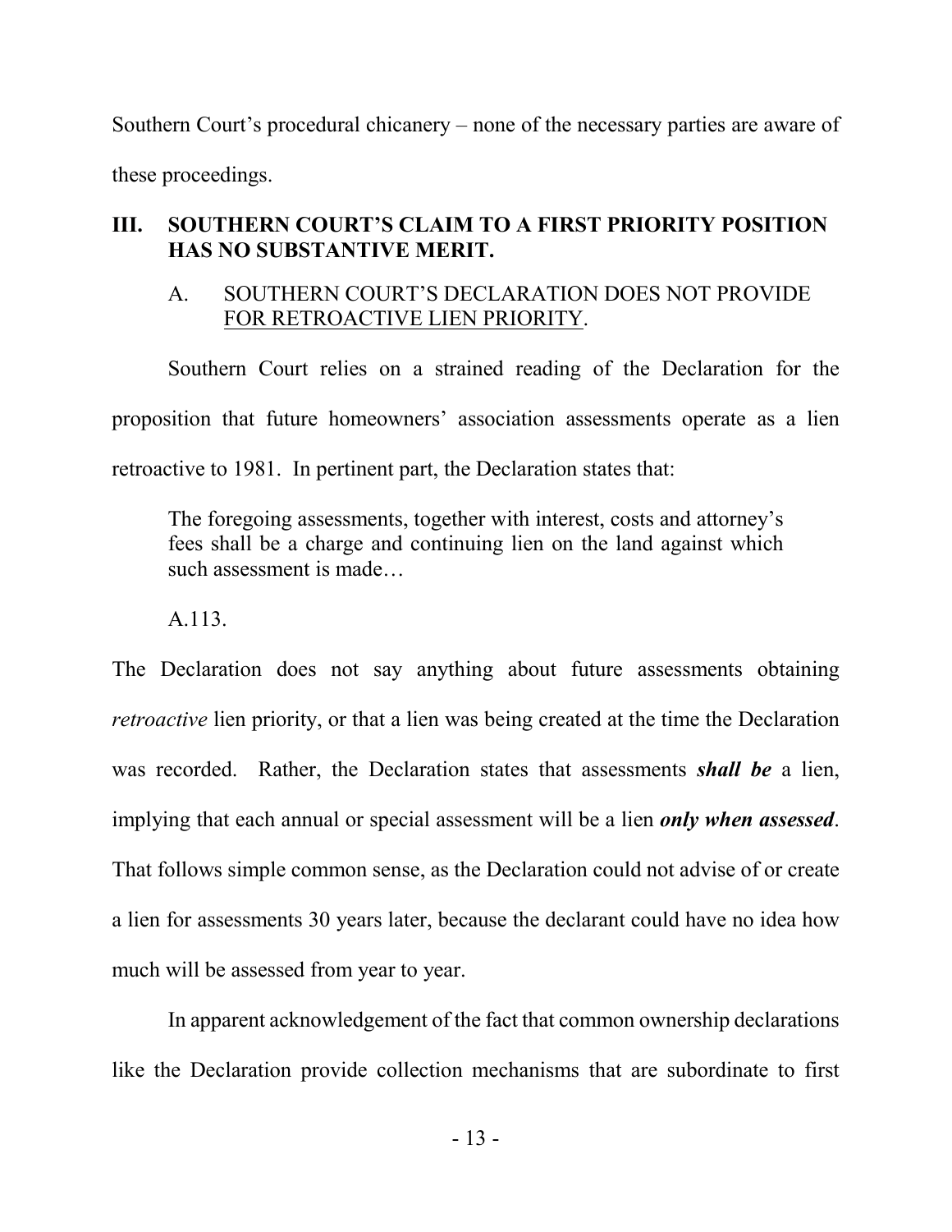Southern Court's procedural chicanery – none of the necessary parties are aware of these proceedings.

## III. SOUTHERN COURT'S CLAIM TO A FIRST PRIORITY POSITION HAS NO SUBSTANTIVE MERIT.

### A. SOUTHERN COURT'S DECLARATION DOES NOT PROVIDE FOR RETROACTIVE LIEN PRIORITY.

Southern Court relies on a strained reading of the Declaration for the proposition that future homeowners' association assessments operate as a lien retroactive to 1981. In pertinent part, the Declaration states that:

> The foregoing assessments, together with interest, costs and attorney's fees shall be a charge and continuing lien on the land against which such assessment is made…
>
> A.113.

The Declaration does not say anything about future assessments obtaining *retroactive* lien priority, or that a lien was being created at the time the Declaration was recorded. Rather, the Declaration states that assessments ***shall be*** a lien, implying that each annual or special assessment will be a lien ***only when assessed***. That follows simple common sense, as the Declaration could not advise of or create a lien for assessments 30 years later, because the declarant could have no idea how much will be assessed from year to year.

In apparent acknowledgement of the fact that common ownership declarations like the Declaration provide collection mechanisms that are subordinate to first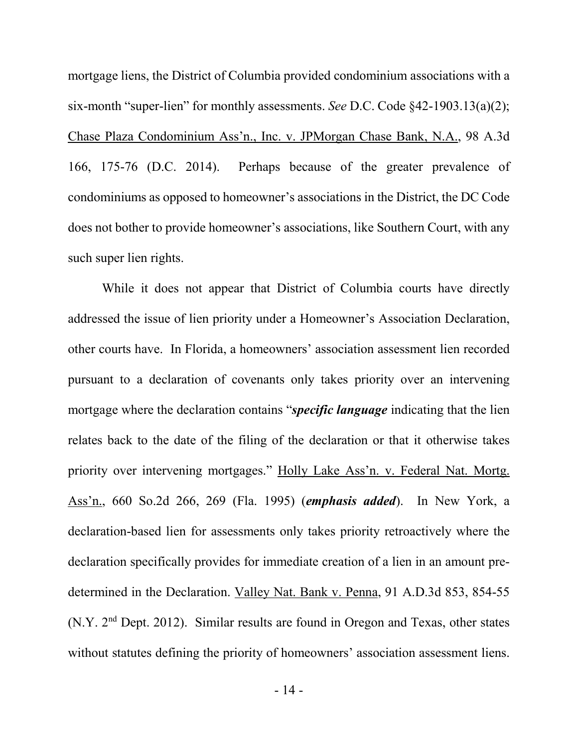mortgage liens, the District of Columbia provided condominium associations with a six-month "super-lien" for monthly assessments. *See* D.C. Code §42-1903.13(a)(2); Chase Plaza Condominium Ass'n., Inc. v. JPMorgan Chase Bank, N.A., 98 A.3d 166, 175-76 (D.C. 2014). Perhaps because of the greater prevalence of condominiums as opposed to homeowner's associations in the District, the DC Code does not bother to provide homeowner's associations, like Southern Court, with any such super lien rights.

While it does not appear that District of Columbia courts have directly addressed the issue of lien priority under a Homeowner's Association Declaration, other courts have. In Florida, a homeowners' association assessment lien recorded pursuant to a declaration of covenants only takes priority over an intervening mortgage where the declaration contains "***specific language*** indicating that the lien relates back to the date of the filing of the declaration or that it otherwise takes priority over intervening mortgages." Holly Lake Ass'n. v. Federal Nat. Mortg. Ass'n., 660 So.2d 266, 269 (Fla. 1995) (***emphasis added***). In New York, a declaration-based lien for assessments only takes priority retroactively where the declaration specifically provides for immediate creation of a lien in an amount pre-determined in the Declaration. Valley Nat. Bank v. Penna, 91 A.D.3d 853, 854-55 (N.Y. 2nd Dept. 2012). Similar results are found in Oregon and Texas, other states without statutes defining the priority of homeowners' association assessment liens.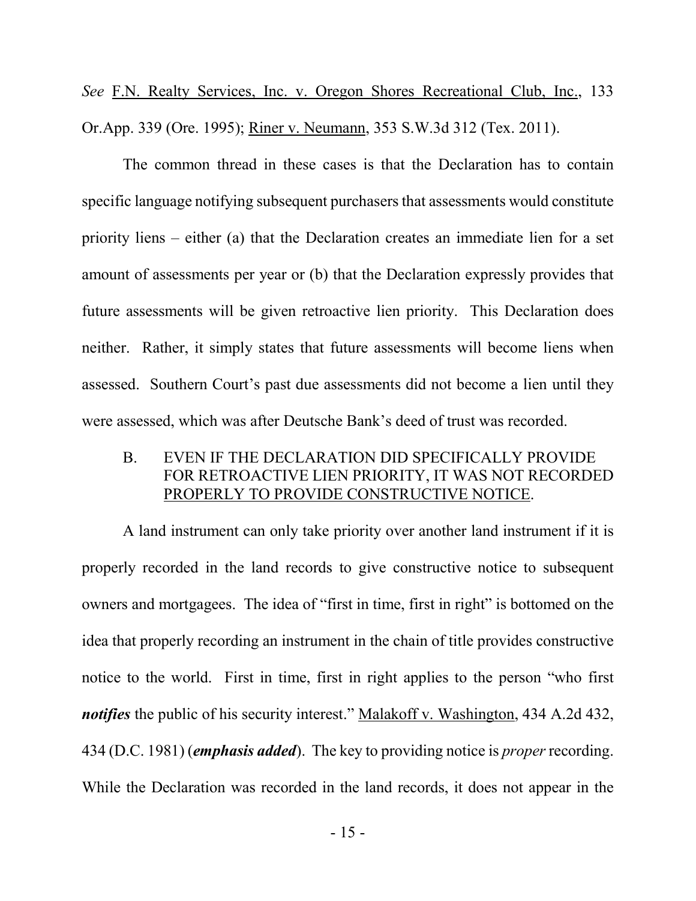*See* F.N. Realty Services, Inc. v. Oregon Shores Recreational Club, Inc., 133 Or.App. 339 (Ore. 1995); Riner v. Neumann, 353 S.W.3d 312 (Tex. 2011).

The common thread in these cases is that the Declaration has to contain specific language notifying subsequent purchasers that assessments would constitute priority liens – either (a) that the Declaration creates an immediate lien for a set amount of assessments per year or (b) that the Declaration expressly provides that future assessments will be given retroactive lien priority. This Declaration does neither. Rather, it simply states that future assessments will become liens when assessed. Southern Court's past due assessments did not become a lien until they were assessed, which was after Deutsche Bank's deed of trust was recorded.

### B. EVEN IF THE DECLARATION DID SPECIFICALLY PROVIDE FOR RETROACTIVE LIEN PRIORITY, IT WAS NOT RECORDED PROPERLY TO PROVIDE CONSTRUCTIVE NOTICE.

A land instrument can only take priority over another land instrument if it is properly recorded in the land records to give constructive notice to subsequent owners and mortgagees. The idea of "first in time, first in right" is bottomed on the idea that properly recording an instrument in the chain of title provides constructive notice to the world. First in time, first in right applies to the person "who first ***notifies*** the public of his security interest." Malakoff v. Washington, 434 A.2d 432, 434 (D.C. 1981) (***emphasis added***). The key to providing notice is *proper* recording. While the Declaration was recorded in the land records, it does not appear in the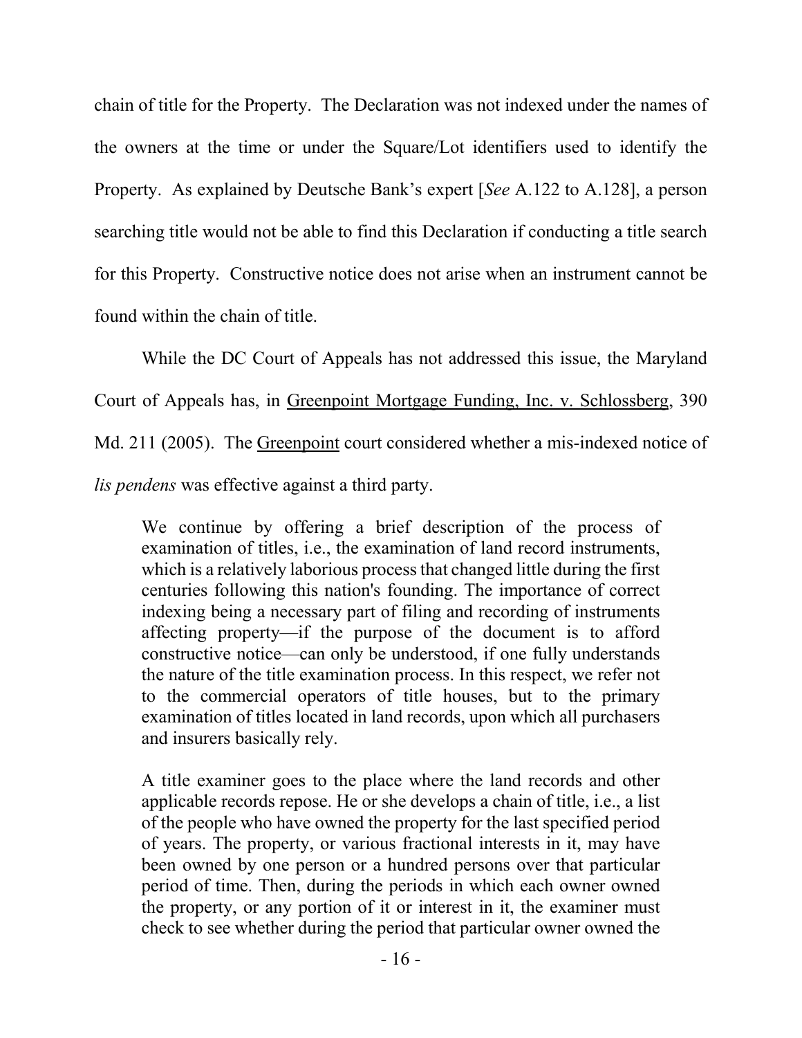chain of title for the Property. The Declaration was not indexed under the names of the owners at the time or under the Square/Lot identifiers used to identify the Property. As explained by Deutsche Bank's expert [*See* A.122 to A.128], a person searching title would not be able to find this Declaration if conducting a title search for this Property. Constructive notice does not arise when an instrument cannot be found within the chain of title.

While the DC Court of Appeals has not addressed this issue, the Maryland Court of Appeals has, in Greenpoint Mortgage Funding, Inc. v. Schlossberg, 390 Md. 211 (2005). The Greenpoint court considered whether a mis-indexed notice of *lis pendens* was effective against a third party.

> We continue by offering a brief description of the process of examination of titles, i.e., the examination of land record instruments, which is a relatively laborious process that changed little during the first centuries following this nation's founding. The importance of correct indexing being a necessary part of filing and recording of instruments affecting property—if the purpose of the document is to afford constructive notice—can only be understood, if one fully understands the nature of the title examination process. In this respect, we refer not to the commercial operators of title houses, but to the primary examination of titles located in land records, upon which all purchasers and insurers basically rely.
>
> A title examiner goes to the place where the land records and other applicable records repose. He or she develops a chain of title, i.e., a list of the people who have owned the property for the last specified period of years. The property, or various fractional interests in it, may have been owned by one person or a hundred persons over that particular period of time. Then, during the periods in which each owner owned the property, or any portion of it or interest in it, the examiner must check to see whether during the period that particular owner owned the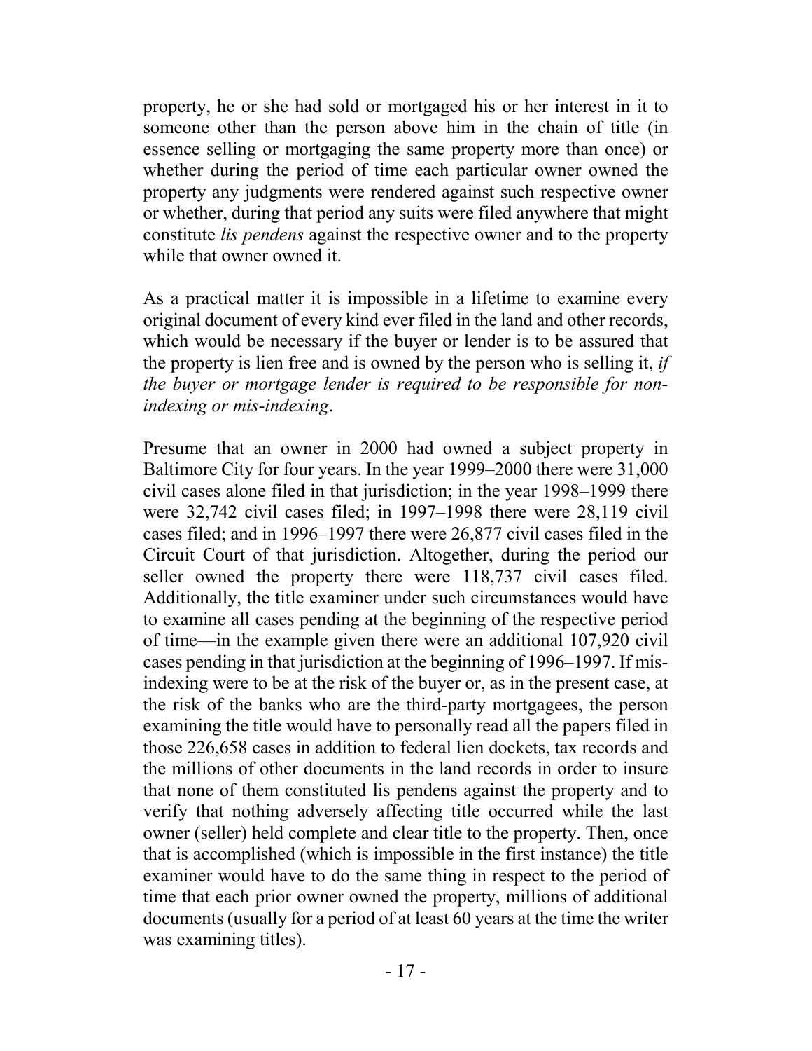property, he or she had sold or mortgaged his or her interest in it to someone other than the person above him in the chain of title (in essence selling or mortgaging the same property more than once) or whether during the period of time each particular owner owned the property any judgments were rendered against such respective owner or whether, during that period any suits were filed anywhere that might constitute *lis pendens* against the respective owner and to the property while that owner owned it.

As a practical matter it is impossible in a lifetime to examine every original document of every kind ever filed in the land and other records, which would be necessary if the buyer or lender is to be assured that the property is lien free and is owned by the person who is selling it, *if the buyer or mortgage lender is required to be responsible for non-indexing or mis-indexing*.

Presume that an owner in 2000 had owned a subject property in Baltimore City for four years. In the year 1999–2000 there were 31,000 civil cases alone filed in that jurisdiction; in the year 1998–1999 there were 32,742 civil cases filed; in 1997–1998 there were 28,119 civil cases filed; and in 1996–1997 there were 26,877 civil cases filed in the Circuit Court of that jurisdiction. Altogether, during the period our seller owned the property there were 118,737 civil cases filed. Additionally, the title examiner under such circumstances would have to examine all cases pending at the beginning of the respective period of time—in the example given there were an additional 107,920 civil cases pending in that jurisdiction at the beginning of 1996–1997. If mis-indexing were to be at the risk of the buyer or, as in the present case, at the risk of the banks who are the third-party mortgagees, the person examining the title would have to personally read all the papers filed in those 226,658 cases in addition to federal lien dockets, tax records and the millions of other documents in the land records in order to insure that none of them constituted lis pendens against the property and to verify that nothing adversely affecting title occurred while the last owner (seller) held complete and clear title to the property. Then, once that is accomplished (which is impossible in the first instance) the title examiner would have to do the same thing in respect to the period of time that each prior owner owned the property, millions of additional documents (usually for a period of at least 60 years at the time the writer was examining titles).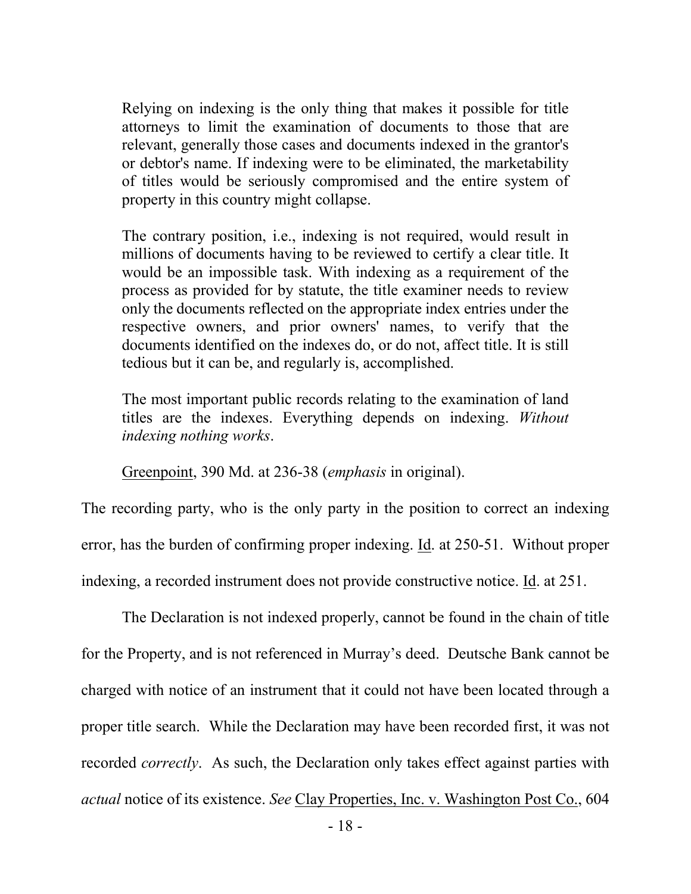> Relying on indexing is the only thing that makes it possible for title attorneys to limit the examination of documents to those that are relevant, generally those cases and documents indexed in the grantor's or debtor's name. If indexing were to be eliminated, the marketability of titles would be seriously compromised and the entire system of property in this country might collapse.
>
> The contrary position, i.e., indexing is not required, would result in millions of documents having to be reviewed to certify a clear title. It would be an impossible task. With indexing as a requirement of the process as provided for by statute, the title examiner needs to review only the documents reflected on the appropriate index entries under the respective owners, and prior owners' names, to verify that the documents identified on the indexes do, or do not, affect title. It is still tedious but it can be, and regularly is, accomplished.
>
> The most important public records relating to the examination of land titles are the indexes. Everything depends on indexing. *Without indexing nothing works*.
>
> Greenpoint, 390 Md. at 236-38 (*emphasis* in original).

The recording party, who is the only party in the position to correct an indexing error, has the burden of confirming proper indexing. Id. at 250-51. Without proper indexing, a recorded instrument does not provide constructive notice. Id. at 251.

The Declaration is not indexed properly, cannot be found in the chain of title for the Property, and is not referenced in Murray's deed. Deutsche Bank cannot be charged with notice of an instrument that it could not have been located through a proper title search. While the Declaration may have been recorded first, it was not recorded *correctly*. As such, the Declaration only takes effect against parties with *actual* notice of its existence. *See* Clay Properties, Inc. v. Washington Post Co., 604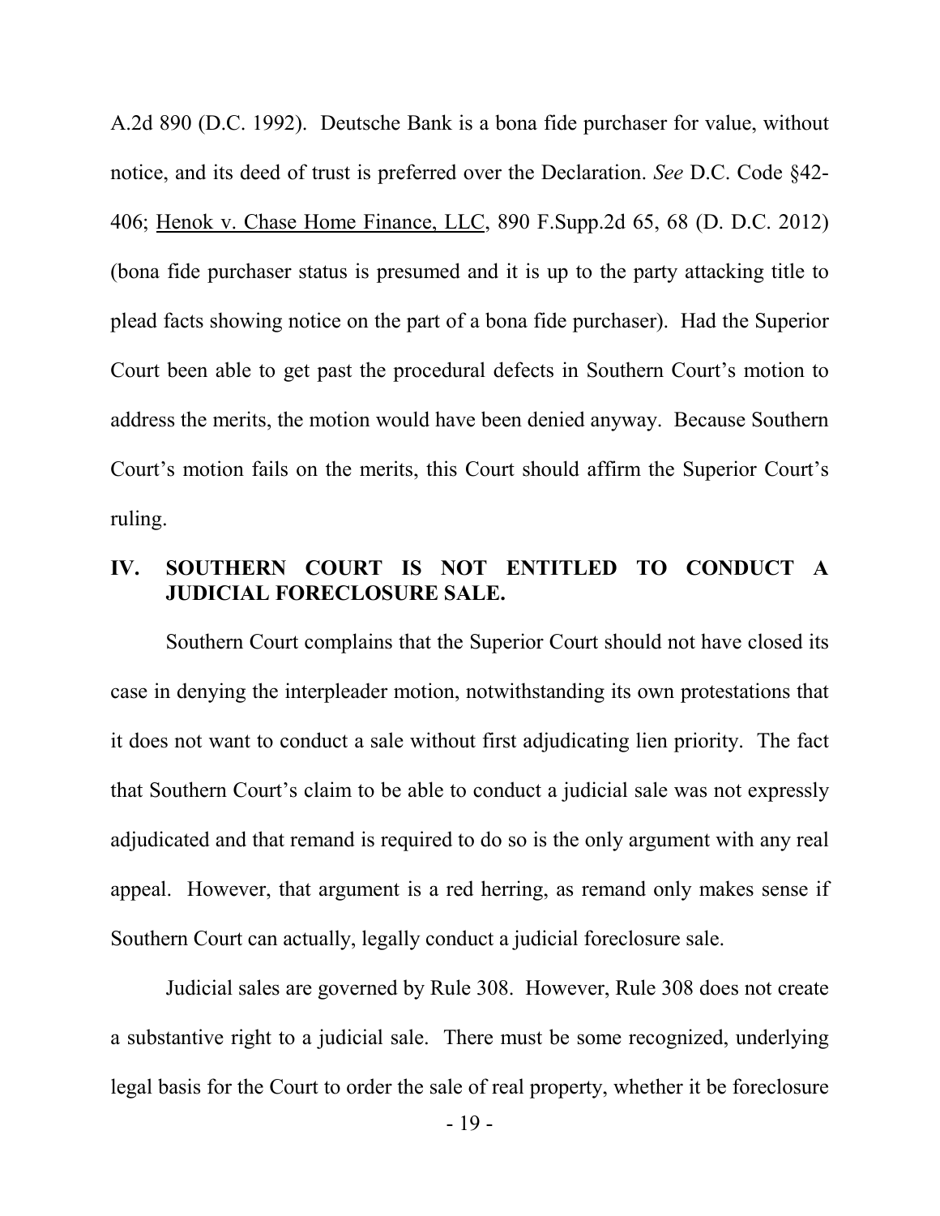A.2d 890 (D.C. 1992). Deutsche Bank is a bona fide purchaser for value, without notice, and its deed of trust is preferred over the Declaration. *See* D.C. Code §42-406; Henok v. Chase Home Finance, LLC, 890 F.Supp.2d 65, 68 (D. D.C. 2012) (bona fide purchaser status is presumed and it is up to the party attacking title to plead facts showing notice on the part of a bona fide purchaser). Had the Superior Court been able to get past the procedural defects in Southern Court's motion to address the merits, the motion would have been denied anyway. Because Southern Court's motion fails on the merits, this Court should affirm the Superior Court's ruling.

## IV. SOUTHERN COURT IS NOT ENTITLED TO CONDUCT A JUDICIAL FORECLOSURE SALE.

Southern Court complains that the Superior Court should not have closed its case in denying the interpleader motion, notwithstanding its own protestations that it does not want to conduct a sale without first adjudicating lien priority. The fact that Southern Court's claim to be able to conduct a judicial sale was not expressly adjudicated and that remand is required to do so is the only argument with any real appeal. However, that argument is a red herring, as remand only makes sense if Southern Court can actually, legally conduct a judicial foreclosure sale.

Judicial sales are governed by Rule 308. However, Rule 308 does not create a substantive right to a judicial sale. There must be some recognized, underlying legal basis for the Court to order the sale of real property, whether it be foreclosure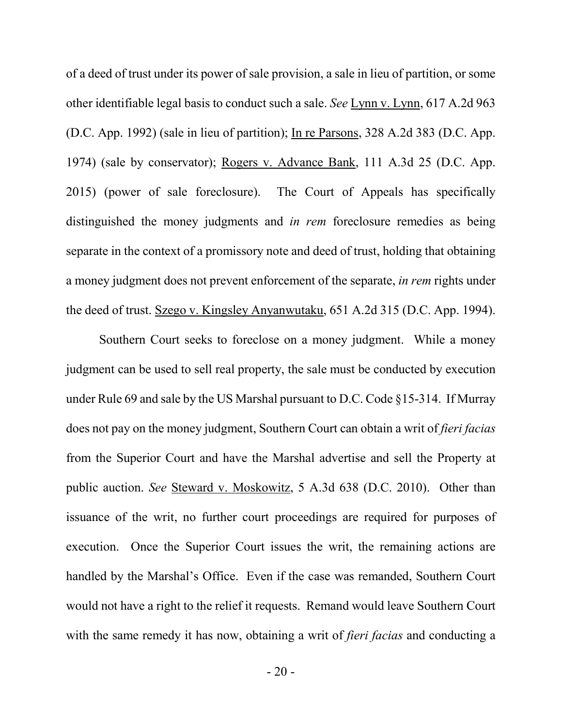of a deed of trust under its power of sale provision, a sale in lieu of partition, or some other identifiable legal basis to conduct such a sale. *See* Lynn v. Lynn, 617 A.2d 963 (D.C. App. 1992) (sale in lieu of partition); In re Parsons, 328 A.2d 383 (D.C. App. 1974) (sale by conservator); Rogers v. Advance Bank, 111 A.3d 25 (D.C. App. 2015) (power of sale foreclosure). The Court of Appeals has specifically distinguished the money judgments and *in rem* foreclosure remedies as being separate in the context of a promissory note and deed of trust, holding that obtaining a money judgment does not prevent enforcement of the separate, *in rem* rights under the deed of trust. Szego v. Kingsley Anyanwutaku, 651 A.2d 315 (D.C. App. 1994).

Southern Court seeks to foreclose on a money judgment. While a money judgment can be used to sell real property, the sale must be conducted by execution under Rule 69 and sale by the US Marshal pursuant to D.C. Code §15-314. If Murray does not pay on the money judgment, Southern Court can obtain a writ of *fieri facias* from the Superior Court and have the Marshal advertise and sell the Property at public auction. *See* Steward v. Moskowitz, 5 A.3d 638 (D.C. 2010). Other than issuance of the writ, no further court proceedings are required for purposes of execution. Once the Superior Court issues the writ, the remaining actions are handled by the Marshal's Office. Even if the case was remanded, Southern Court would not have a right to the relief it requests. Remand would leave Southern Court with the same remedy it has now, obtaining a writ of *fieri facias* and conducting a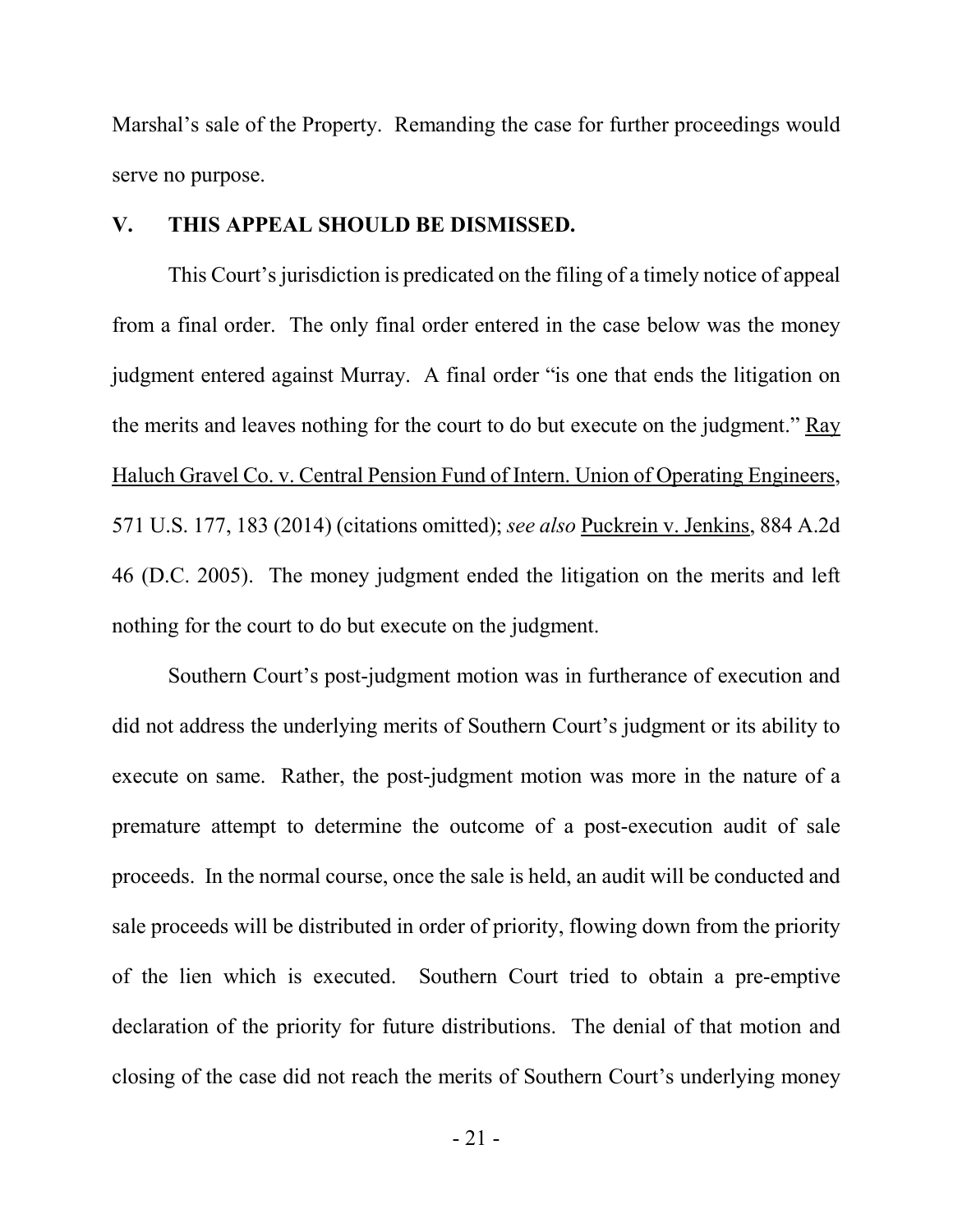Marshal's sale of the Property. Remanding the case for further proceedings would serve no purpose.

## V. THIS APPEAL SHOULD BE DISMISSED.

This Court's jurisdiction is predicated on the filing of a timely notice of appeal from a final order. The only final order entered in the case below was the money judgment entered against Murray. A final order "is one that ends the litigation on the merits and leaves nothing for the court to do but execute on the judgment." Ray Haluch Gravel Co. v. Central Pension Fund of Intern. Union of Operating Engineers, 571 U.S. 177, 183 (2014) (citations omitted); *see also* Puckrein v. Jenkins, 884 A.2d 46 (D.C. 2005). The money judgment ended the litigation on the merits and left nothing for the court to do but execute on the judgment.

Southern Court's post-judgment motion was in furtherance of execution and did not address the underlying merits of Southern Court's judgment or its ability to execute on same. Rather, the post-judgment motion was more in the nature of a premature attempt to determine the outcome of a post-execution audit of sale proceeds. In the normal course, once the sale is held, an audit will be conducted and sale proceeds will be distributed in order of priority, flowing down from the priority of the lien which is executed. Southern Court tried to obtain a pre-emptive declaration of the priority for future distributions. The denial of that motion and closing of the case did not reach the merits of Southern Court's underlying money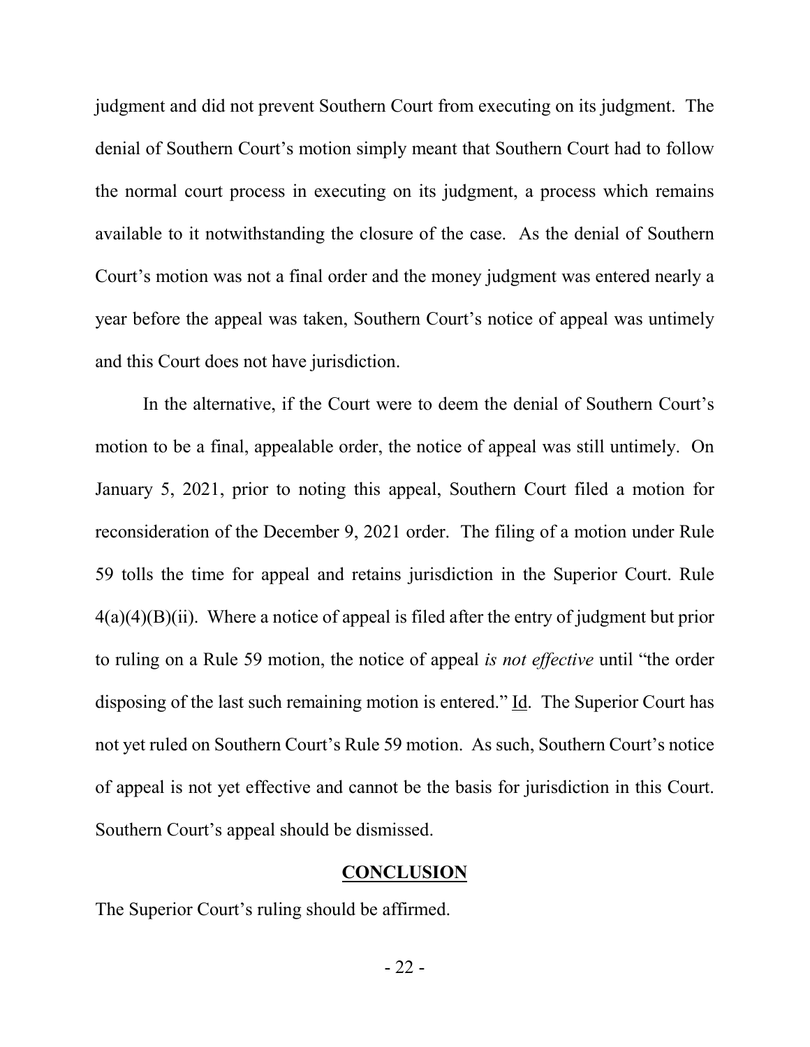judgment and did not prevent Southern Court from executing on its judgment. The denial of Southern Court's motion simply meant that Southern Court had to follow the normal court process in executing on its judgment, a process which remains available to it notwithstanding the closure of the case. As the denial of Southern Court's motion was not a final order and the money judgment was entered nearly a year before the appeal was taken, Southern Court's notice of appeal was untimely and this Court does not have jurisdiction.

In the alternative, if the Court were to deem the denial of Southern Court's motion to be a final, appealable order, the notice of appeal was still untimely. On January 5, 2021, prior to noting this appeal, Southern Court filed a motion for reconsideration of the December 9, 2021 order. The filing of a motion under Rule 59 tolls the time for appeal and retains jurisdiction in the Superior Court. Rule 4(a)(4)(B)(ii). Where a notice of appeal is filed after the entry of judgment but prior to ruling on a Rule 59 motion, the notice of appeal *is not effective* until "the order disposing of the last such remaining motion is entered." Id. The Superior Court has not yet ruled on Southern Court's Rule 59 motion. As such, Southern Court's notice of appeal is not yet effective and cannot be the basis for jurisdiction in this Court. Southern Court's appeal should be dismissed.

## **CONCLUSION**

The Superior Court's ruling should be affirmed.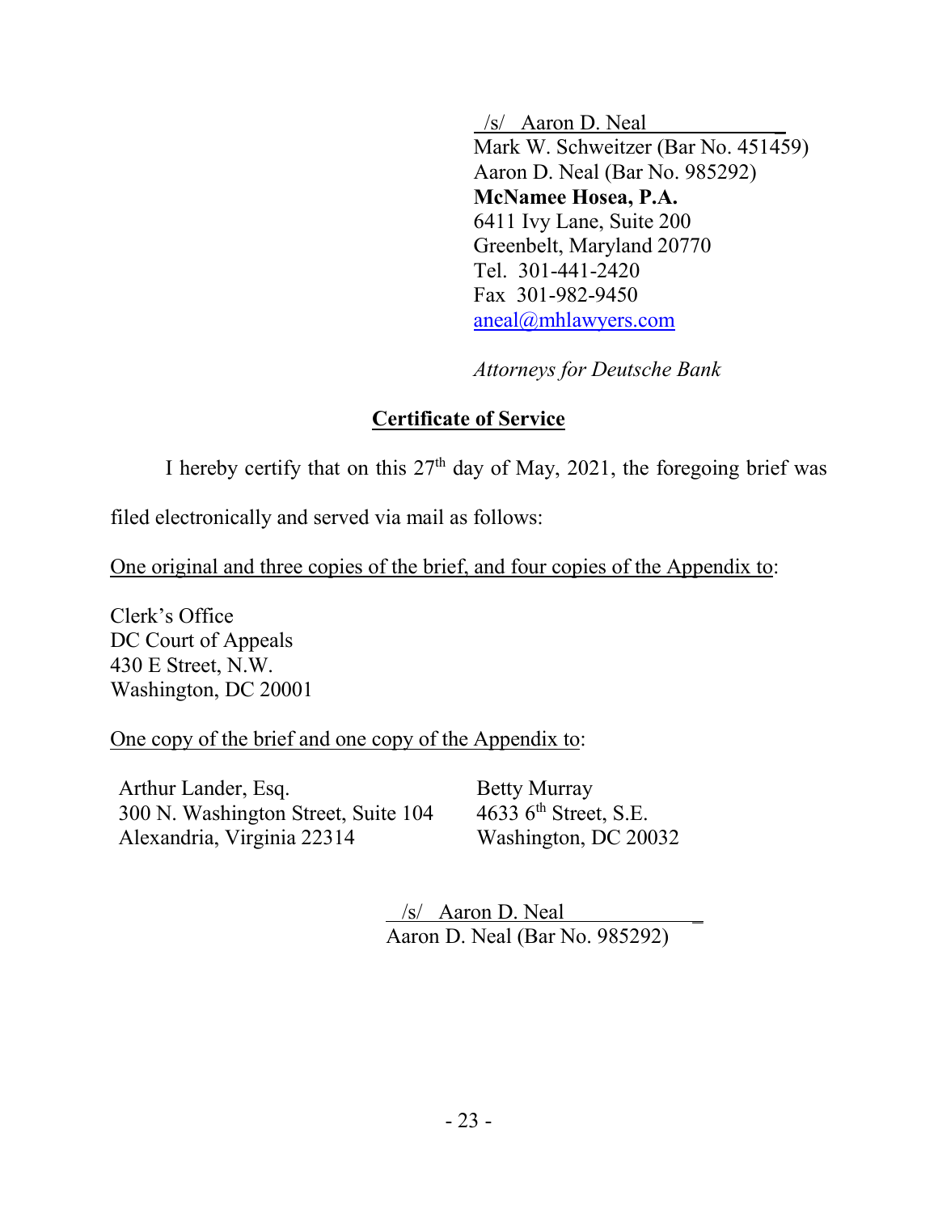/s/ Aaron D. Neal
Mark W. Schweitzer (Bar No. 451459)
Aaron D. Neal (Bar No. 985292)
**McNamee Hosea, P.A.**
6411 Ivy Lane, Suite 200
Greenbelt, Maryland 20770
Tel. 301-441-2420
Fax 301-982-9450
aneal@mhlawyers.com

*Attorneys for Deutsche Bank*

## Certificate of Service

I hereby certify that on this 27th day of May, 2021, the foregoing brief was filed electronically and served via mail as follows:

One original and three copies of the brief, and four copies of the Appendix to:

Clerk's Office
DC Court of Appeals
430 E Street, N.W.
Washington, DC 20001

One copy of the brief and one copy of the Appendix to:

Arthur Lander, Esq.
300 N. Washington Street, Suite 104
Alexandria, Virginia 22314

Betty Murray
4633 6th Street, S.E.
Washington, DC 20032

/s/ Aaron D. Neal
Aaron D. Neal (Bar No. 985292)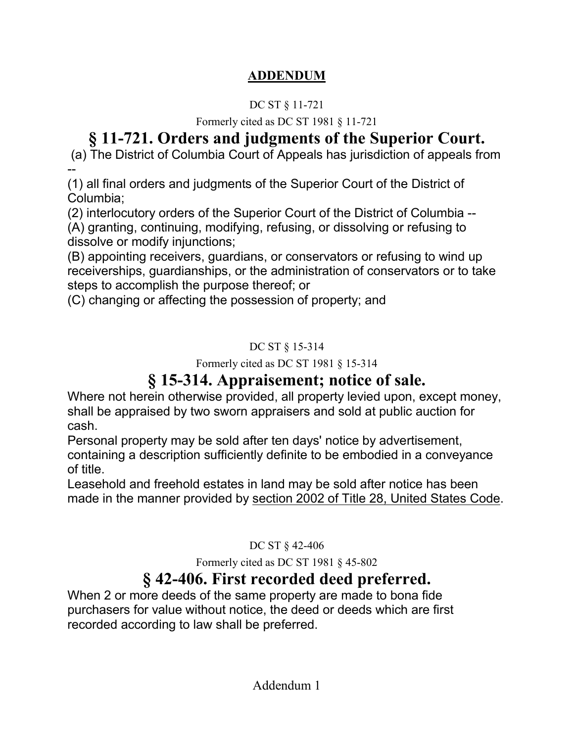## ADDENDUM

DC ST § 11-721

Formerly cited as DC ST 1981 § 11-721

# § 11-721. Orders and judgments of the Superior Court.

(a) The District of Columbia Court of Appeals has jurisdiction of appeals from --

(1) all final orders and judgments of the Superior Court of the District of Columbia;

(2) interlocutory orders of the Superior Court of the District of Columbia --

(A) granting, continuing, modifying, refusing, or dissolving or refusing to dissolve or modify injunctions;

(B) appointing receivers, guardians, or conservators or refusing to wind up receiverships, guardianships, or the administration of conservators or to take steps to accomplish the purpose thereof; or

(C) changing or affecting the possession of property; and

DC ST § 15-314

Formerly cited as DC ST 1981 § 15-314

# § 15-314. Appraisement; notice of sale.

Where not herein otherwise provided, all property levied upon, except money, shall be appraised by two sworn appraisers and sold at public auction for cash.

Personal property may be sold after ten days' notice by advertisement, containing a description sufficiently definite to be embodied in a conveyance of title.

Leasehold and freehold estates in land may be sold after notice has been made in the manner provided by section 2002 of Title 28, United States Code.

DC ST § 42-406

Formerly cited as DC ST 1981 § 45-802

# § 42-406. First recorded deed preferred.

When 2 or more deeds of the same property are made to bona fide purchasers for value without notice, the deed or deeds which are first recorded according to law shall be preferred.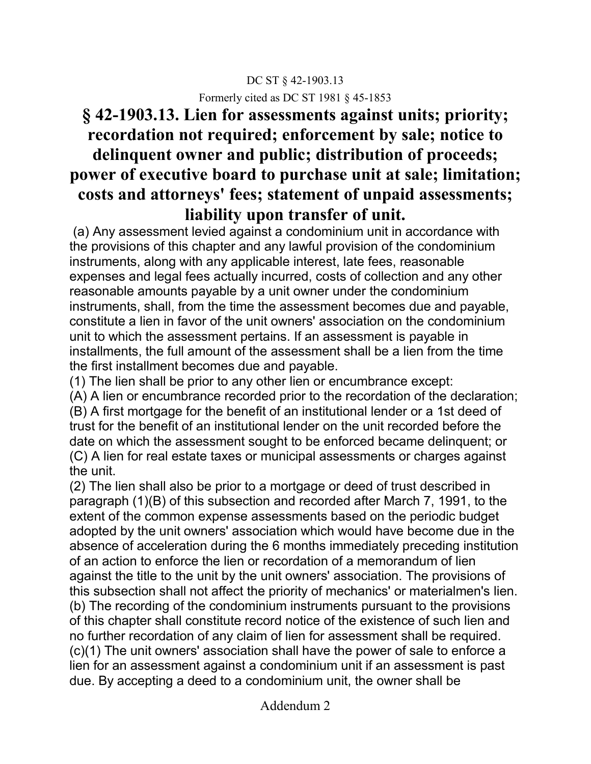DC ST § 42-1903.13

Formerly cited as DC ST 1981 § 45-1853

# § 42-1903.13. Lien for assessments against units; priority; recordation not required; enforcement by sale; notice to delinquent owner and public; distribution of proceeds; power of executive board to purchase unit at sale; limitation; costs and attorneys' fees; statement of unpaid assessments; liability upon transfer of unit.

(a) Any assessment levied against a condominium unit in accordance with the provisions of this chapter and any lawful provision of the condominium instruments, along with any applicable interest, late fees, reasonable expenses and legal fees actually incurred, costs of collection and any other reasonable amounts payable by a unit owner under the condominium instruments, shall, from the time the assessment becomes due and payable, constitute a lien in favor of the unit owners' association on the condominium unit to which the assessment pertains. If an assessment is payable in installments, the full amount of the assessment shall be a lien from the time the first installment becomes due and payable.

(1) The lien shall be prior to any other lien or encumbrance except:

(A) A lien or encumbrance recorded prior to the recordation of the declaration;

(B) A first mortgage for the benefit of an institutional lender or a 1st deed of trust for the benefit of an institutional lender on the unit recorded before the date on which the assessment sought to be enforced became delinquent; or

(C) A lien for real estate taxes or municipal assessments or charges against the unit.

(2) The lien shall also be prior to a mortgage or deed of trust described in paragraph (1)(B) of this subsection and recorded after March 7, 1991, to the extent of the common expense assessments based on the periodic budget adopted by the unit owners' association which would have become due in the absence of acceleration during the 6 months immediately preceding institution of an action to enforce the lien or recordation of a memorandum of lien against the title to the unit by the unit owners' association. The provisions of this subsection shall not affect the priority of mechanics' or materialmen's lien.

(b) The recording of the condominium instruments pursuant to the provisions of this chapter shall constitute record notice of the existence of such lien and no further recordation of any claim of lien for assessment shall be required.

(c)(1) The unit owners' association shall have the power of sale to enforce a lien for an assessment against a condominium unit if an assessment is past due. By accepting a deed to a condominium unit, the owner shall be

Addendum 2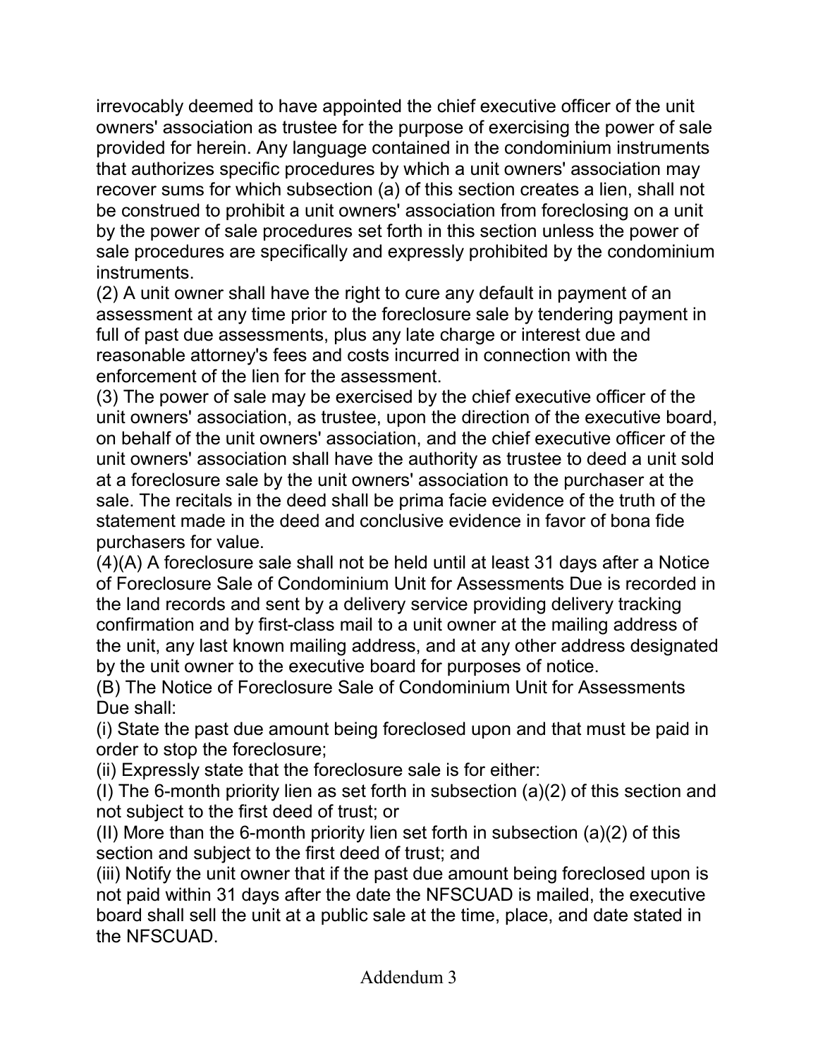irrevocably deemed to have appointed the chief executive officer of the unit owners' association as trustee for the purpose of exercising the power of sale provided for herein. Any language contained in the condominium instruments that authorizes specific procedures by which a unit owners' association may recover sums for which subsection (a) of this section creates a lien, shall not be construed to prohibit a unit owners' association from foreclosing on a unit by the power of sale procedures set forth in this section unless the power of sale procedures are specifically and expressly prohibited by the condominium instruments.

(2) A unit owner shall have the right to cure any default in payment of an assessment at any time prior to the foreclosure sale by tendering payment in full of past due assessments, plus any late charge or interest due and reasonable attorney's fees and costs incurred in connection with the enforcement of the lien for the assessment.

(3) The power of sale may be exercised by the chief executive officer of the unit owners' association, as trustee, upon the direction of the executive board, on behalf of the unit owners' association, and the chief executive officer of the unit owners' association shall have the authority as trustee to deed a unit sold at a foreclosure sale by the unit owners' association to the purchaser at the sale. The recitals in the deed shall be prima facie evidence of the truth of the statement made in the deed and conclusive evidence in favor of bona fide purchasers for value.

(4)(A) A foreclosure sale shall not be held until at least 31 days after a Notice of Foreclosure Sale of Condominium Unit for Assessments Due is recorded in the land records and sent by a delivery service providing delivery tracking confirmation and by first-class mail to a unit owner at the mailing address of the unit, any last known mailing address, and at any other address designated by the unit owner to the executive board for purposes of notice.

(B) The Notice of Foreclosure Sale of Condominium Unit for Assessments Due shall:

(i) State the past due amount being foreclosed upon and that must be paid in order to stop the foreclosure;

(ii) Expressly state that the foreclosure sale is for either:

(I) The 6-month priority lien as set forth in subsection (a)(2) of this section and not subject to the first deed of trust; or

(II) More than the 6-month priority lien set forth in subsection (a)(2) of this section and subject to the first deed of trust; and

(iii) Notify the unit owner that if the past due amount being foreclosed upon is not paid within 31 days after the date the NFSCUAD is mailed, the executive board shall sell the unit at a public sale at the time, place, and date stated in the NFSCUAD.

Addendum 3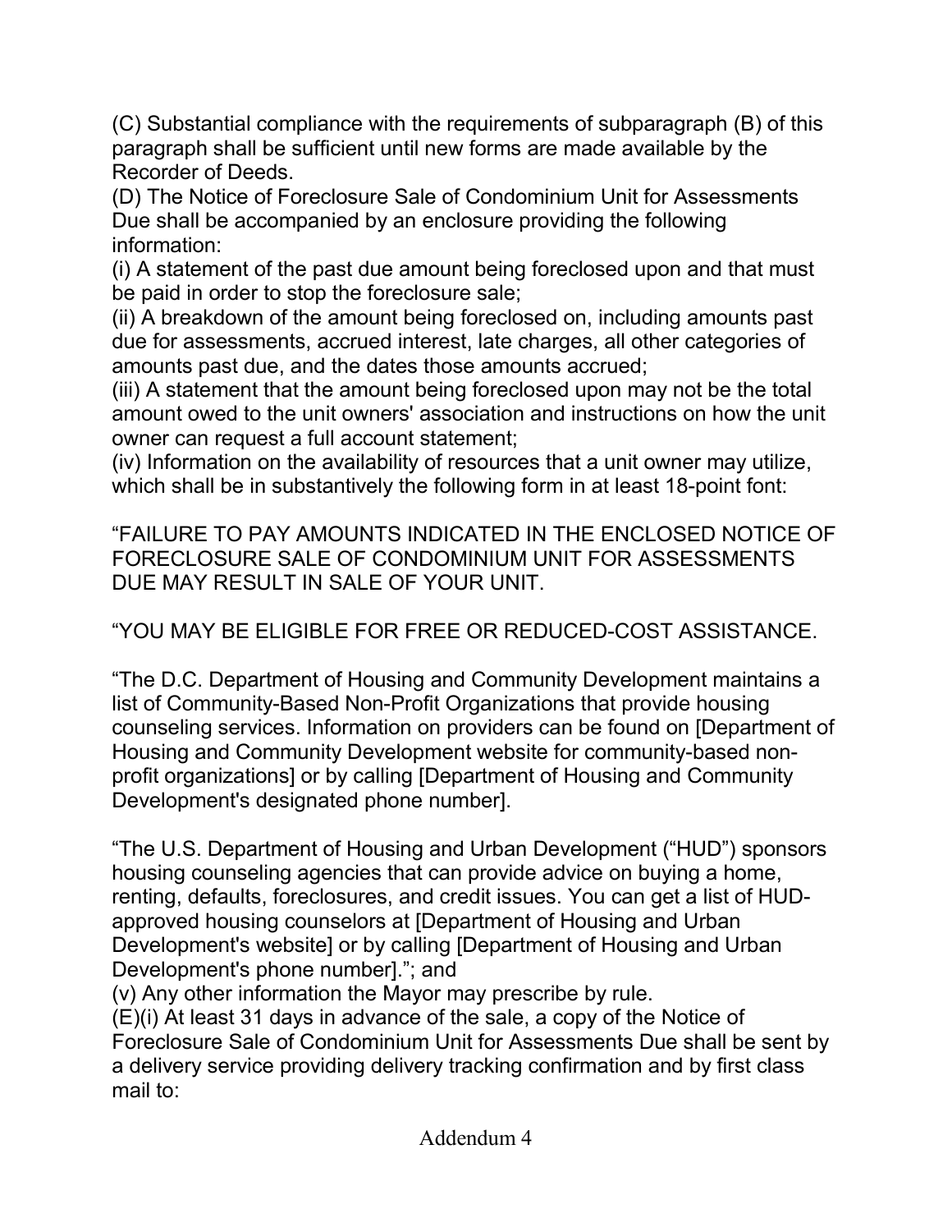(C) Substantial compliance with the requirements of subparagraph (B) of this paragraph shall be sufficient until new forms are made available by the Recorder of Deeds.

(D) The Notice of Foreclosure Sale of Condominium Unit for Assessments Due shall be accompanied by an enclosure providing the following information:

(i) A statement of the past due amount being foreclosed upon and that must be paid in order to stop the foreclosure sale;

(ii) A breakdown of the amount being foreclosed on, including amounts past due for assessments, accrued interest, late charges, all other categories of amounts past due, and the dates those amounts accrued;

(iii) A statement that the amount being foreclosed upon may not be the total amount owed to the unit owners' association and instructions on how the unit owner can request a full account statement;

(iv) Information on the availability of resources that a unit owner may utilize, which shall be in substantively the following form in at least 18-point font:

"FAILURE TO PAY AMOUNTS INDICATED IN THE ENCLOSED NOTICE OF FORECLOSURE SALE OF CONDOMINIUM UNIT FOR ASSESSMENTS DUE MAY RESULT IN SALE OF YOUR UNIT.

"YOU MAY BE ELIGIBLE FOR FREE OR REDUCED-COST ASSISTANCE.

"The D.C. Department of Housing and Community Development maintains a list of Community-Based Non-Profit Organizations that provide housing counseling services. Information on providers can be found on [Department of Housing and Community Development website for community-based non-profit organizations] or by calling [Department of Housing and Community Development's designated phone number].

"The U.S. Department of Housing and Urban Development ("HUD") sponsors housing counseling agencies that can provide advice on buying a home, renting, defaults, foreclosures, and credit issues. You can get a list of HUD-approved housing counselors at [Department of Housing and Urban Development's website] or by calling [Department of Housing and Urban Development's phone number]."; and

(v) Any other information the Mayor may prescribe by rule.

(E)(i) At least 31 days in advance of the sale, a copy of the Notice of Foreclosure Sale of Condominium Unit for Assessments Due shall be sent by a delivery service providing delivery tracking confirmation and by first class mail to:

Addendum 4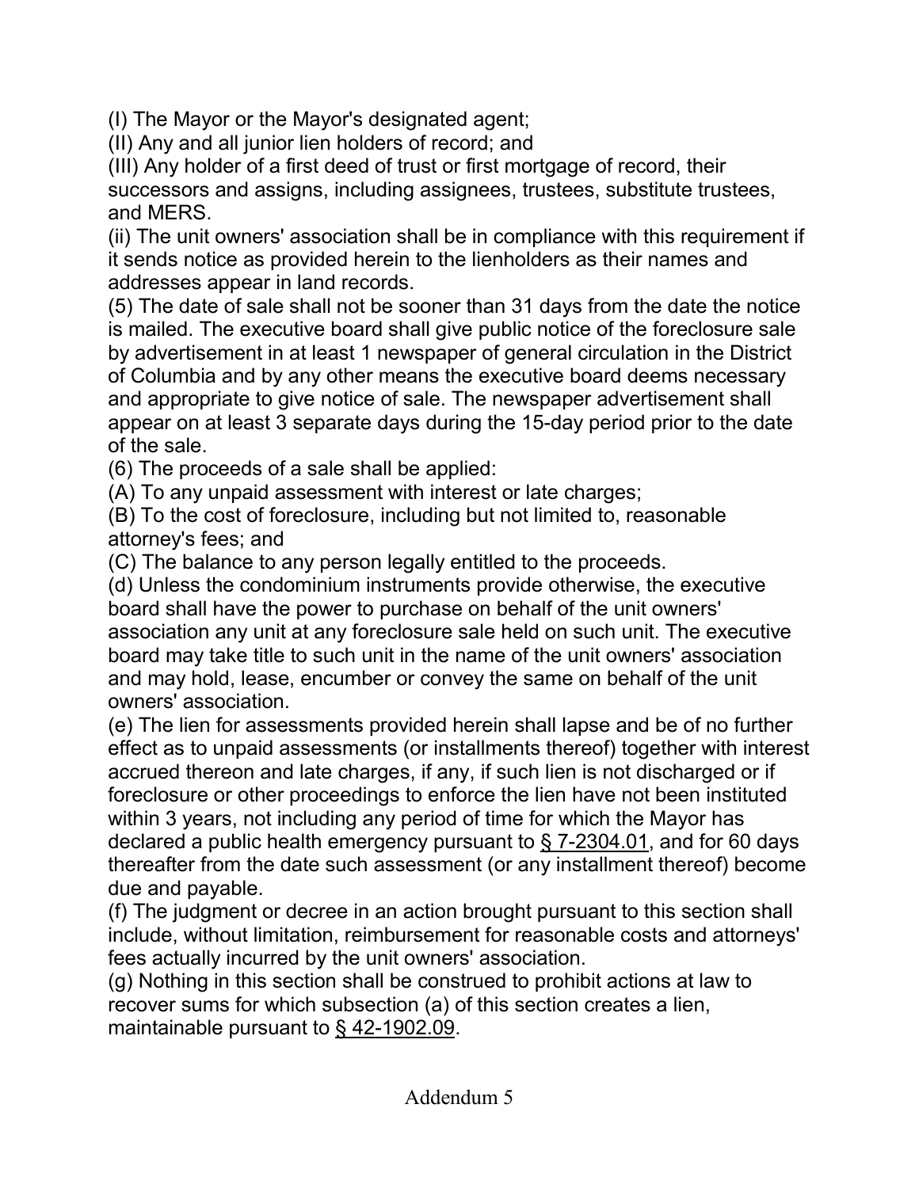(I) The Mayor or the Mayor's designated agent;

(II) Any and all junior lien holders of record; and

(III) Any holder of a first deed of trust or first mortgage of record, their successors and assigns, including assignees, trustees, substitute trustees, and MERS.

(ii) The unit owners' association shall be in compliance with this requirement if it sends notice as provided herein to the lienholders as their names and addresses appear in land records.

(5) The date of sale shall not be sooner than 31 days from the date the notice is mailed. The executive board shall give public notice of the foreclosure sale by advertisement in at least 1 newspaper of general circulation in the District of Columbia and by any other means the executive board deems necessary and appropriate to give notice of sale. The newspaper advertisement shall appear on at least 3 separate days during the 15-day period prior to the date of the sale.

(6) The proceeds of a sale shall be applied:

(A) To any unpaid assessment with interest or late charges;

(B) To the cost of foreclosure, including but not limited to, reasonable attorney's fees; and

(C) The balance to any person legally entitled to the proceeds.

(d) Unless the condominium instruments provide otherwise, the executive board shall have the power to purchase on behalf of the unit owners' association any unit at any foreclosure sale held on such unit. The executive board may take title to such unit in the name of the unit owners' association and may hold, lease, encumber or convey the same on behalf of the unit owners' association.

(e) The lien for assessments provided herein shall lapse and be of no further effect as to unpaid assessments (or installments thereof) together with interest accrued thereon and late charges, if any, if such lien is not discharged or if foreclosure or other proceedings to enforce the lien have not been instituted within 3 years, not including any period of time for which the Mayor has declared a public health emergency pursuant to § 7-2304.01, and for 60 days thereafter from the date such assessment (or any installment thereof) become due and payable.

(f) The judgment or decree in an action brought pursuant to this section shall include, without limitation, reimbursement for reasonable costs and attorneys' fees actually incurred by the unit owners' association.

(g) Nothing in this section shall be construed to prohibit actions at law to recover sums for which subsection (a) of this section creates a lien, maintainable pursuant to § 42-1902.09.

Addendum 5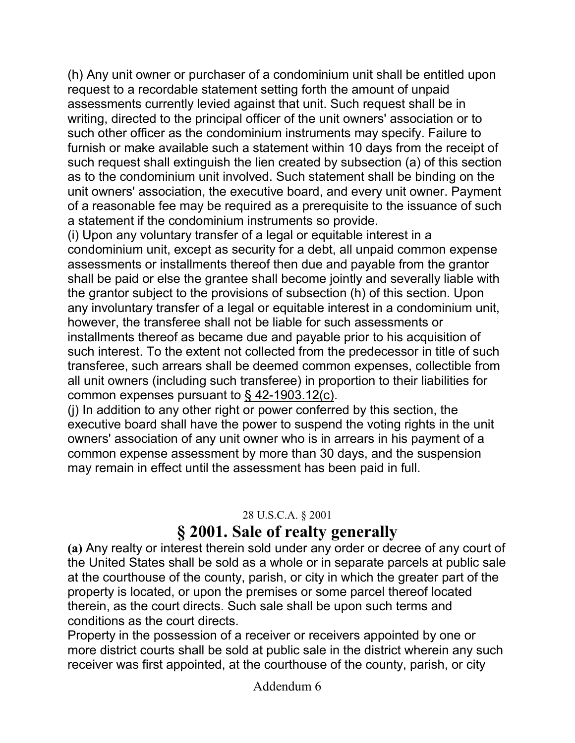(h) Any unit owner or purchaser of a condominium unit shall be entitled upon request to a recordable statement setting forth the amount of unpaid assessments currently levied against that unit. Such request shall be in writing, directed to the principal officer of the unit owners' association or to such other officer as the condominium instruments may specify. Failure to furnish or make available such a statement within 10 days from the receipt of such request shall extinguish the lien created by subsection (a) of this section as to the condominium unit involved. Such statement shall be binding on the unit owners' association, the executive board, and every unit owner. Payment of a reasonable fee may be required as a prerequisite to the issuance of such a statement if the condominium instruments so provide.

(i) Upon any voluntary transfer of a legal or equitable interest in a condominium unit, except as security for a debt, all unpaid common expense assessments or installments thereof then due and payable from the grantor shall be paid or else the grantee shall become jointly and severally liable with the grantor subject to the provisions of subsection (h) of this section. Upon any involuntary transfer of a legal or equitable interest in a condominium unit, however, the transferee shall not be liable for such assessments or installments thereof as became due and payable prior to his acquisition of such interest. To the extent not collected from the predecessor in title of such transferee, such arrears shall be deemed common expenses, collectible from all unit owners (including such transferee) in proportion to their liabilities for common expenses pursuant to § 42-1903.12(c).

(j) In addition to any other right or power conferred by this section, the executive board shall have the power to suspend the voting rights in the unit owners' association of any unit owner who is in arrears in his payment of a common expense assessment by more than 30 days, and the suspension may remain in effect until the assessment has been paid in full.

28 U.S.C.A. § 2001

## § 2001. Sale of realty generally

**(a)** Any realty or interest therein sold under any order or decree of any court of the United States shall be sold as a whole or in separate parcels at public sale at the courthouse of the county, parish, or city in which the greater part of the property is located, or upon the premises or some parcel thereof located therein, as the court directs. Such sale shall be upon such terms and conditions as the court directs.

Property in the possession of a receiver or receivers appointed by one or more district courts shall be sold at public sale in the district wherein any such receiver was first appointed, at the courthouse of the county, parish, or city

Addendum 6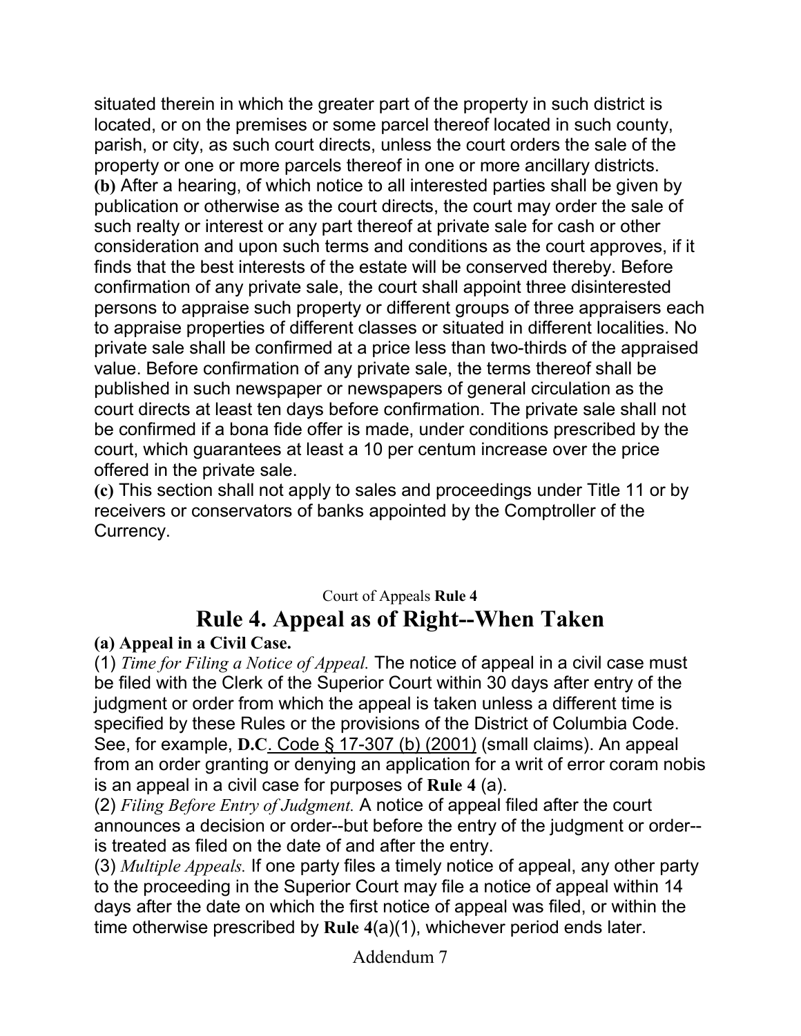situated therein in which the greater part of the property in such district is located, or on the premises or some parcel thereof located in such county, parish, or city, as such court directs, unless the court orders the sale of the property or one or more parcels thereof in one or more ancillary districts.

**(b)** After a hearing, of which notice to all interested parties shall be given by publication or otherwise as the court directs, the court may order the sale of such realty or interest or any part thereof at private sale for cash or other consideration and upon such terms and conditions as the court approves, if it finds that the best interests of the estate will be conserved thereby. Before confirmation of any private sale, the court shall appoint three disinterested persons to appraise such property or different groups of three appraisers each to appraise properties of different classes or situated in different localities. No private sale shall be confirmed at a price less than two-thirds of the appraised value. Before confirmation of any private sale, the terms thereof shall be published in such newspaper or newspapers of general circulation as the court directs at least ten days before confirmation. The private sale shall not be confirmed if a bona fide offer is made, under conditions prescribed by the court, which guarantees at least a 10 per centum increase over the price offered in the private sale.

**(c)** This section shall not apply to sales and proceedings under Title 11 or by receivers or conservators of banks appointed by the Comptroller of the Currency.

Court of Appeals **Rule 4**

# Rule 4. Appeal as of Right--When Taken

**(a) Appeal in a Civil Case.**

(1) *Time for Filing a Notice of Appeal.* The notice of appeal in a civil case must be filed with the Clerk of the Superior Court within 30 days after entry of the judgment or order from which the appeal is taken unless a different time is specified by these Rules or the provisions of the District of Columbia Code. See, for example, **D.C**. Code § 17-307 (b) (2001) (small claims). An appeal from an order granting or denying an application for a writ of error coram nobis is an appeal in a civil case for purposes of **Rule 4** (a).

(2) *Filing Before Entry of Judgment.* A notice of appeal filed after the court announces a decision or order--but before the entry of the judgment or order--is treated as filed on the date of and after the entry.

(3) *Multiple Appeals.* If one party files a timely notice of appeal, any other party to the proceeding in the Superior Court may file a notice of appeal within 14 days after the date on which the first notice of appeal was filed, or within the time otherwise prescribed by **Rule 4**(a)(1), whichever period ends later.

Addendum 7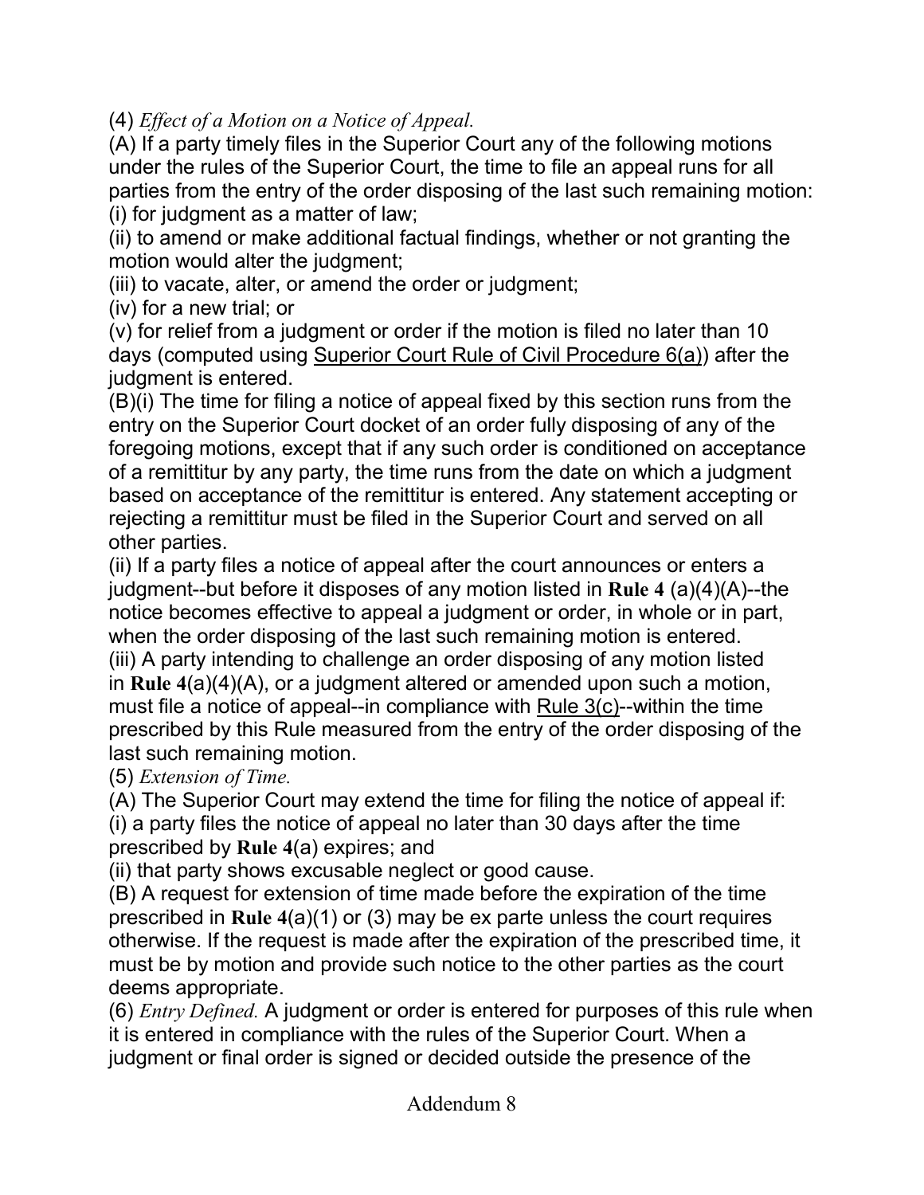(4) *Effect of a Motion on a Notice of Appeal.*

(A) If a party timely files in the Superior Court any of the following motions under the rules of the Superior Court, the time to file an appeal runs for all parties from the entry of the order disposing of the last such remaining motion:

(i) for judgment as a matter of law;

(ii) to amend or make additional factual findings, whether or not granting the motion would alter the judgment;

(iii) to vacate, alter, or amend the order or judgment;

(iv) for a new trial; or

(v) for relief from a judgment or order if the motion is filed no later than 10 days (computed using Superior Court Rule of Civil Procedure 6(a)) after the judgment is entered.

(B)(i) The time for filing a notice of appeal fixed by this section runs from the entry on the Superior Court docket of an order fully disposing of any of the foregoing motions, except that if any such order is conditioned on acceptance of a remittitur by any party, the time runs from the date on which a judgment based on acceptance of the remittitur is entered. Any statement accepting or rejecting a remittitur must be filed in the Superior Court and served on all other parties.

(ii) If a party files a notice of appeal after the court announces or enters a judgment--but before it disposes of any motion listed in **Rule 4** (a)(4)(A)--the notice becomes effective to appeal a judgment or order, in whole or in part, when the order disposing of the last such remaining motion is entered.

(iii) A party intending to challenge an order disposing of any motion listed in **Rule 4**(a)(4)(A), or a judgment altered or amended upon such a motion, must file a notice of appeal--in compliance with Rule 3(c)--within the time prescribed by this Rule measured from the entry of the order disposing of the last such remaining motion.

(5) *Extension of Time.*

(A) The Superior Court may extend the time for filing the notice of appeal if:

(i) a party files the notice of appeal no later than 30 days after the time prescribed by **Rule 4**(a) expires; and

(ii) that party shows excusable neglect or good cause.

(B) A request for extension of time made before the expiration of the time prescribed in **Rule 4**(a)(1) or (3) may be ex parte unless the court requires otherwise. If the request is made after the expiration of the prescribed time, it must be by motion and provide such notice to the other parties as the court deems appropriate.

(6) *Entry Defined.* A judgment or order is entered for purposes of this rule when it is entered in compliance with the rules of the Superior Court. When a judgment or final order is signed or decided outside the presence of the

Addendum 8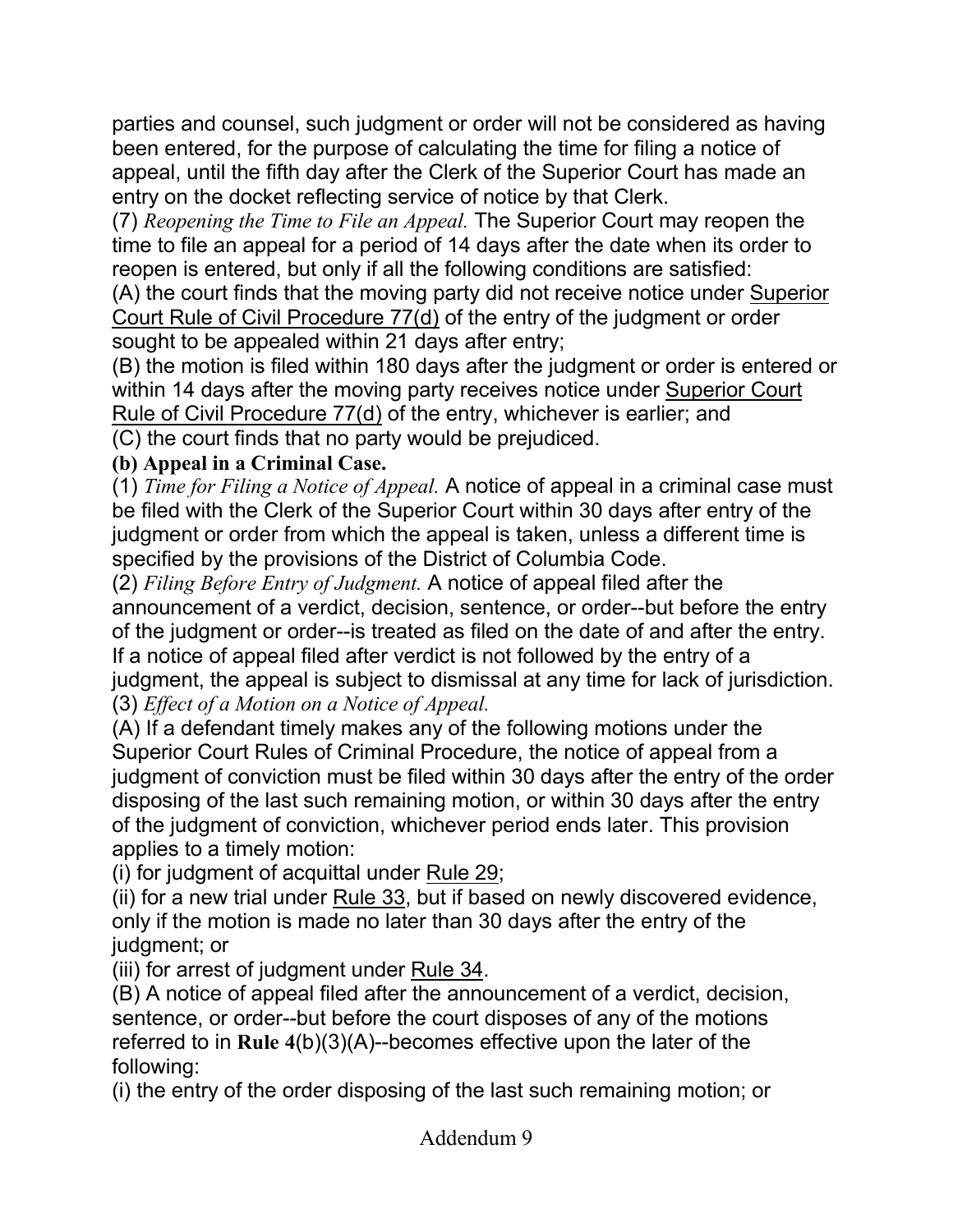parties and counsel, such judgment or order will not be considered as having been entered, for the purpose of calculating the time for filing a notice of appeal, until the fifth day after the Clerk of the Superior Court has made an entry on the docket reflecting service of notice by that Clerk.

(7) *Reopening the Time to File an Appeal.* The Superior Court may reopen the time to file an appeal for a period of 14 days after the date when its order to reopen is entered, but only if all the following conditions are satisfied:

(A) the court finds that the moving party did not receive notice under Superior Court Rule of Civil Procedure 77(d) of the entry of the judgment or order sought to be appealed within 21 days after entry;

(B) the motion is filed within 180 days after the judgment or order is entered or within 14 days after the moving party receives notice under Superior Court Rule of Civil Procedure 77(d) of the entry, whichever is earlier; and

(C) the court finds that no party would be prejudiced.

**(b) Appeal in a Criminal Case.**

(1) *Time for Filing a Notice of Appeal.* A notice of appeal in a criminal case must be filed with the Clerk of the Superior Court within 30 days after entry of the judgment or order from which the appeal is taken, unless a different time is specified by the provisions of the District of Columbia Code.

(2) *Filing Before Entry of Judgment.* A notice of appeal filed after the announcement of a verdict, decision, sentence, or order--but before the entry of the judgment or order--is treated as filed on the date of and after the entry. If a notice of appeal filed after verdict is not followed by the entry of a judgment, the appeal is subject to dismissal at any time for lack of jurisdiction.

(3) *Effect of a Motion on a Notice of Appeal.*

(A) If a defendant timely makes any of the following motions under the Superior Court Rules of Criminal Procedure, the notice of appeal from a judgment of conviction must be filed within 30 days after the entry of the order disposing of the last such remaining motion, or within 30 days after the entry of the judgment of conviction, whichever period ends later. This provision applies to a timely motion:

(i) for judgment of acquittal under Rule 29;

(ii) for a new trial under Rule 33, but if based on newly discovered evidence, only if the motion is made no later than 30 days after the entry of the judgment; or

(iii) for arrest of judgment under Rule 34.

(B) A notice of appeal filed after the announcement of a verdict, decision, sentence, or order--but before the court disposes of any of the motions referred to in **Rule 4**(b)(3)(A)--becomes effective upon the later of the following:

(i) the entry of the order disposing of the last such remaining motion; or

Addendum 9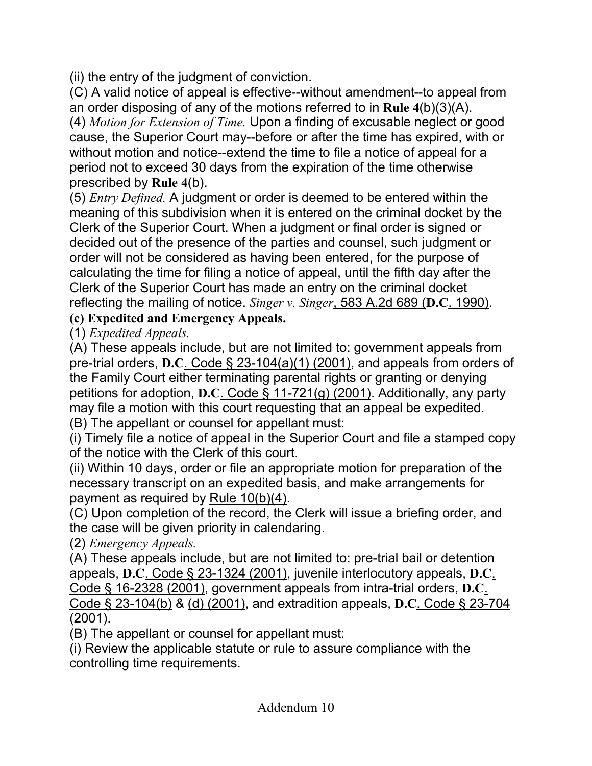(ii) the entry of the judgment of conviction.

(C) A valid notice of appeal is effective--without amendment--to appeal from an order disposing of any of the motions referred to in **Rule 4**(b)(3)(A).

(4) *Motion for Extension of Time.* Upon a finding of excusable neglect or good cause, the Superior Court may--before or after the time has expired, with or without motion and notice--extend the time to file a notice of appeal for a period not to exceed 30 days from the expiration of the time otherwise prescribed by **Rule 4**(b).

(5) *Entry Defined.* A judgment or order is deemed to be entered within the meaning of this subdivision when it is entered on the criminal docket by the Clerk of the Superior Court. When a judgment or final order is signed or decided out of the presence of the parties and counsel, such judgment or order will not be considered as having been entered, for the purpose of calculating the time for filing a notice of appeal, until the fifth day after the Clerk of the Superior Court has made an entry on the criminal docket reflecting the mailing of notice. *Singer v. Singer*, 583 A.2d 689 (**D.C**. 1990).

**(c) Expedited and Emergency Appeals.**

(1) *Expedited Appeals.*

(A) These appeals include, but are not limited to: government appeals from pre-trial orders, **D.C**. Code § 23-104(a)(1) (2001), and appeals from orders of the Family Court either terminating parental rights or granting or denying petitions for adoption, **D.C**. Code § 11-721(g) (2001). Additionally, any party may file a motion with this court requesting that an appeal be expedited.

(B) The appellant or counsel for appellant must:

(i) Timely file a notice of appeal in the Superior Court and file a stamped copy of the notice with the Clerk of this court.

(ii) Within 10 days, order or file an appropriate motion for preparation of the necessary transcript on an expedited basis, and make arrangements for payment as required by Rule 10(b)(4).

(C) Upon completion of the record, the Clerk will issue a briefing order, and the case will be given priority in calendaring.

(2) *Emergency Appeals.*

(A) These appeals include, but are not limited to: pre-trial bail or detention appeals, **D.C**. Code § 23-1324 (2001), juvenile interlocutory appeals, **D.C**. Code § 16-2328 (2001), government appeals from intra-trial orders, **D.C**. Code § 23-104(b) & (d) (2001), and extradition appeals, **D.C**. Code § 23-704 (2001).

(B) The appellant or counsel for appellant must:

(i) Review the applicable statute or rule to assure compliance with the controlling time requirements.

Addendum 10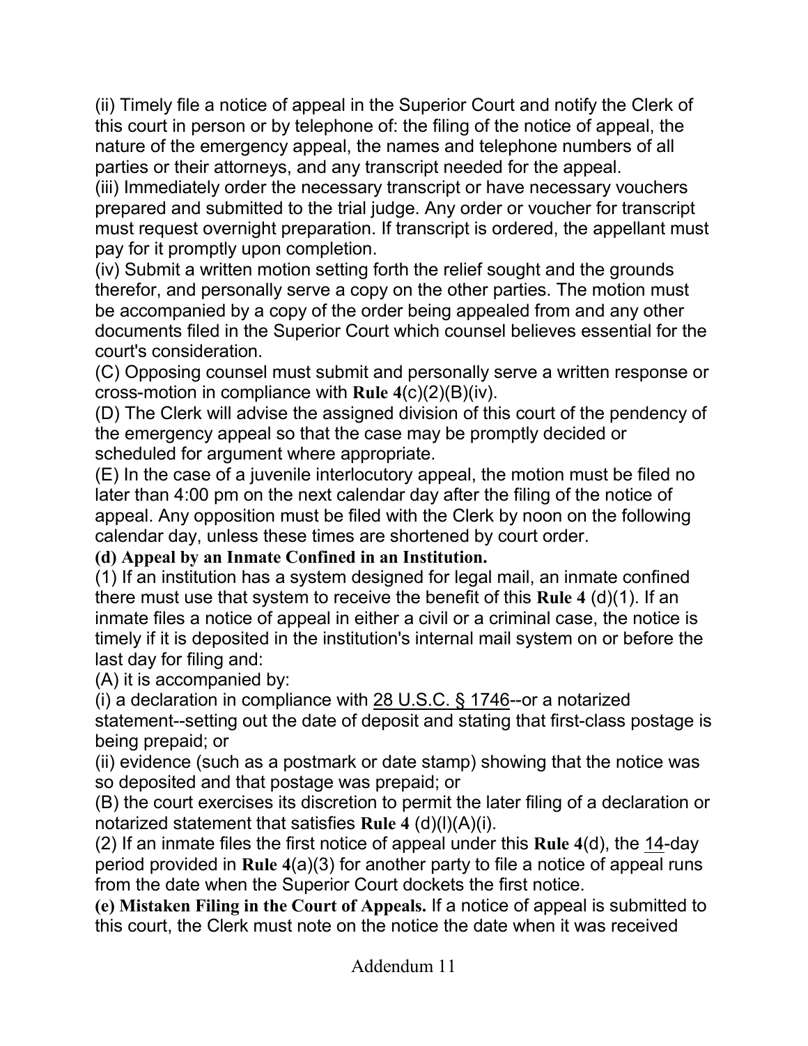(ii) Timely file a notice of appeal in the Superior Court and notify the Clerk of this court in person or by telephone of: the filing of the notice of appeal, the nature of the emergency appeal, the names and telephone numbers of all parties or their attorneys, and any transcript needed for the appeal.

(iii) Immediately order the necessary transcript or have necessary vouchers prepared and submitted to the trial judge. Any order or voucher for transcript must request overnight preparation. If transcript is ordered, the appellant must pay for it promptly upon completion.

(iv) Submit a written motion setting forth the relief sought and the grounds therefor, and personally serve a copy on the other parties. The motion must be accompanied by a copy of the order being appealed from and any other documents filed in the Superior Court which counsel believes essential for the court's consideration.

(C) Opposing counsel must submit and personally serve a written response or cross-motion in compliance with **Rule 4**(c)(2)(B)(iv).

(D) The Clerk will advise the assigned division of this court of the pendency of the emergency appeal so that the case may be promptly decided or scheduled for argument where appropriate.

(E) In the case of a juvenile interlocutory appeal, the motion must be filed no later than 4:00 pm on the next calendar day after the filing of the notice of appeal. Any opposition must be filed with the Clerk by noon on the following calendar day, unless these times are shortened by court order.

**(d) Appeal by an Inmate Confined in an Institution.**

(1) If an institution has a system designed for legal mail, an inmate confined there must use that system to receive the benefit of this **Rule 4** (d)(1). If an inmate files a notice of appeal in either a civil or a criminal case, the notice is timely if it is deposited in the institution's internal mail system on or before the last day for filing and:

(A) it is accompanied by:

(i) a declaration in compliance with 28 U.S.C. § 1746--or a notarized statement--setting out the date of deposit and stating that first-class postage is being prepaid; or

(ii) evidence (such as a postmark or date stamp) showing that the notice was so deposited and that postage was prepaid; or

(B) the court exercises its discretion to permit the later filing of a declaration or notarized statement that satisfies **Rule 4** (d)(l)(A)(i).

(2) If an inmate files the first notice of appeal under this **Rule 4**(d), the 14-day period provided in **Rule 4**(a)(3) for another party to file a notice of appeal runs from the date when the Superior Court dockets the first notice.

**(e) Mistaken Filing in the Court of Appeals.** If a notice of appeal is submitted to this court, the Clerk must note on the notice the date when it was received

Addendum 11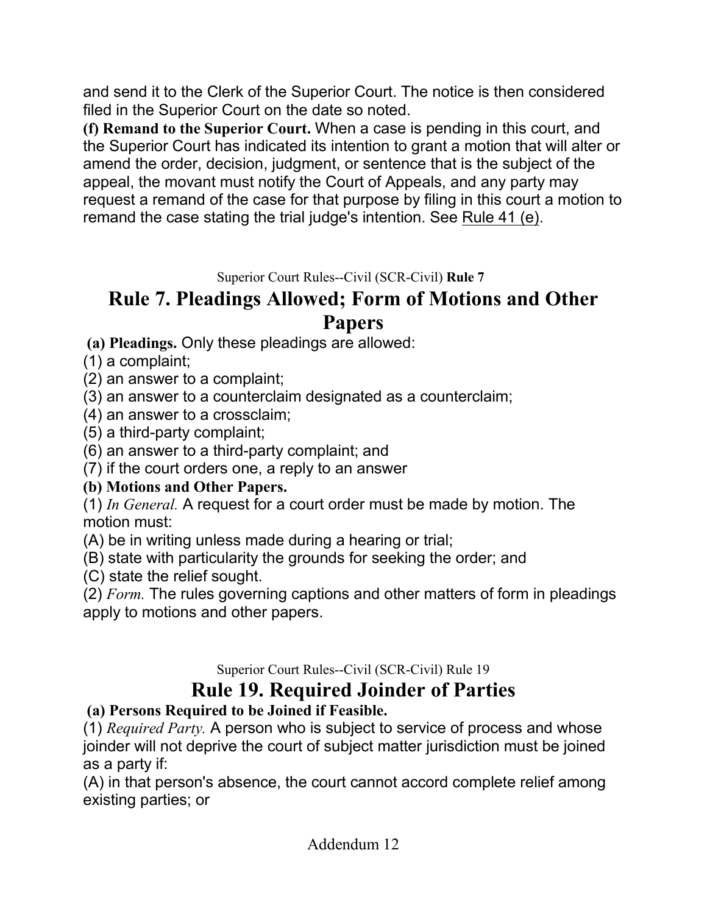and send it to the Clerk of the Superior Court. The notice is then considered filed in the Superior Court on the date so noted.

**(f) Remand to the Superior Court.** When a case is pending in this court, and the Superior Court has indicated its intention to grant a motion that will alter or amend the order, decision, judgment, or sentence that is the subject of the appeal, the movant must notify the Court of Appeals, and any party may request a remand of the case for that purpose by filing in this court a motion to remand the case stating the trial judge's intention. See Rule 41 (e).

Superior Court Rules--Civil (SCR-Civil) **Rule 7**

# Rule 7. Pleadings Allowed; Form of Motions and Other Papers

**(a) Pleadings.** Only these pleadings are allowed:

(1) a complaint;

(2) an answer to a complaint;

(3) an answer to a counterclaim designated as a counterclaim;

(4) an answer to a crossclaim;

(5) a third-party complaint;

(6) an answer to a third-party complaint; and

(7) if the court orders one, a reply to an answer

**(b) Motions and Other Papers.**

(1) *In General.* A request for a court order must be made by motion. The motion must:

(A) be in writing unless made during a hearing or trial;

(B) state with particularity the grounds for seeking the order; and

(C) state the relief sought.

(2) *Form.* The rules governing captions and other matters of form in pleadings apply to motions and other papers.

Superior Court Rules--Civil (SCR-Civil) Rule 19

# Rule 19. Required Joinder of Parties

**(a) Persons Required to be Joined if Feasible.**

(1) *Required Party.* A person who is subject to service of process and whose joinder will not deprive the court of subject matter jurisdiction must be joined as a party if:

(A) in that person's absence, the court cannot accord complete relief among existing parties; or

Addendum 12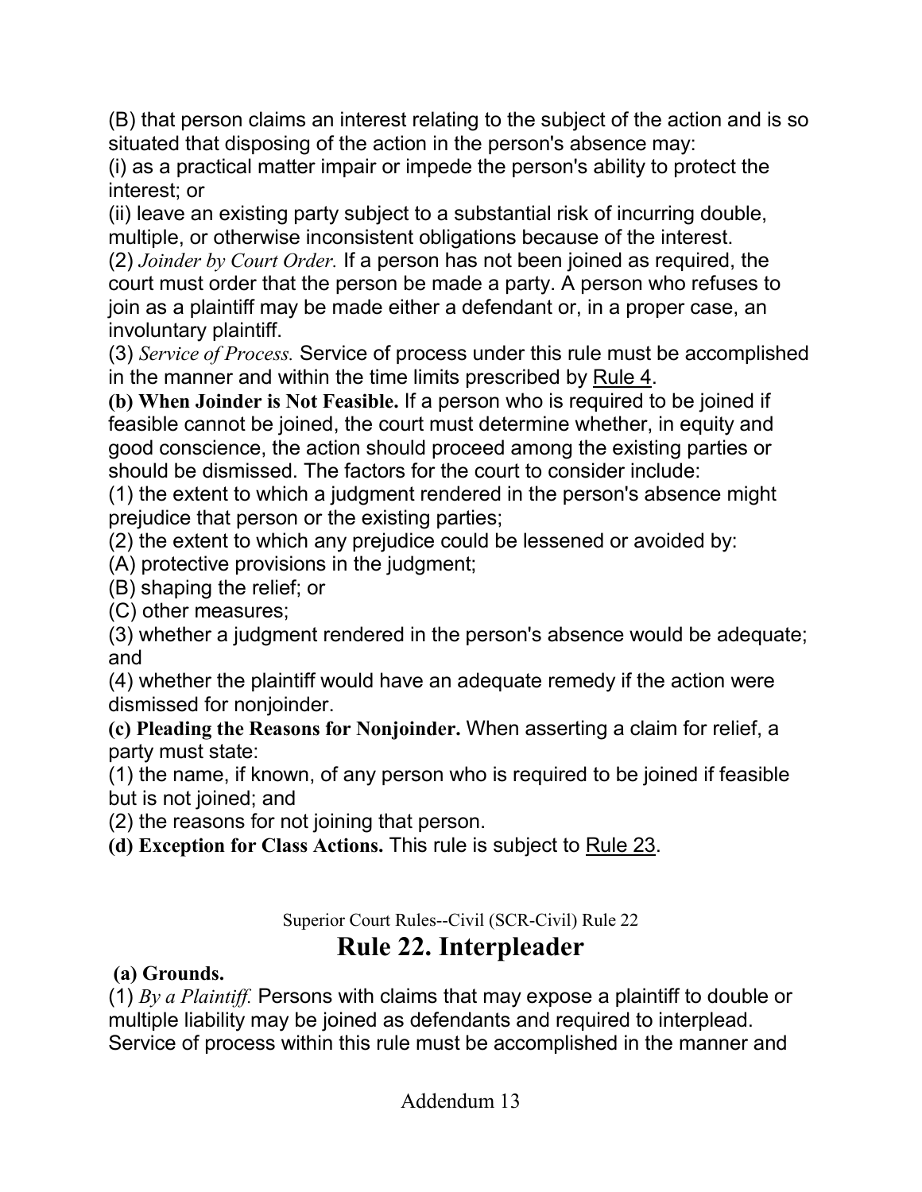(B) that person claims an interest relating to the subject of the action and is so situated that disposing of the action in the person's absence may:

(i) as a practical matter impair or impede the person's ability to protect the interest; or

(ii) leave an existing party subject to a substantial risk of incurring double, multiple, or otherwise inconsistent obligations because of the interest.

(2) *Joinder by Court Order.* If a person has not been joined as required, the court must order that the person be made a party. A person who refuses to join as a plaintiff may be made either a defendant or, in a proper case, an involuntary plaintiff.

(3) *Service of Process.* Service of process under this rule must be accomplished in the manner and within the time limits prescribed by Rule 4.

**(b) When Joinder is Not Feasible.** If a person who is required to be joined if feasible cannot be joined, the court must determine whether, in equity and good conscience, the action should proceed among the existing parties or should be dismissed. The factors for the court to consider include:

(1) the extent to which a judgment rendered in the person's absence might prejudice that person or the existing parties;

(2) the extent to which any prejudice could be lessened or avoided by:

(A) protective provisions in the judgment;

(B) shaping the relief; or

(C) other measures;

(3) whether a judgment rendered in the person's absence would be adequate; and

(4) whether the plaintiff would have an adequate remedy if the action were dismissed for nonjoinder.

**(c) Pleading the Reasons for Nonjoinder.** When asserting a claim for relief, a party must state:

(1) the name, if known, of any person who is required to be joined if feasible but is not joined; and

(2) the reasons for not joining that person.

**(d) Exception for Class Actions.** This rule is subject to Rule 23.

Superior Court Rules--Civil (SCR-Civil) Rule 22

# Rule 22. Interpleader

**(a) Grounds.**

(1) *By a Plaintiff.* Persons with claims that may expose a plaintiff to double or multiple liability may be joined as defendants and required to interplead. Service of process within this rule must be accomplished in the manner and

Addendum 13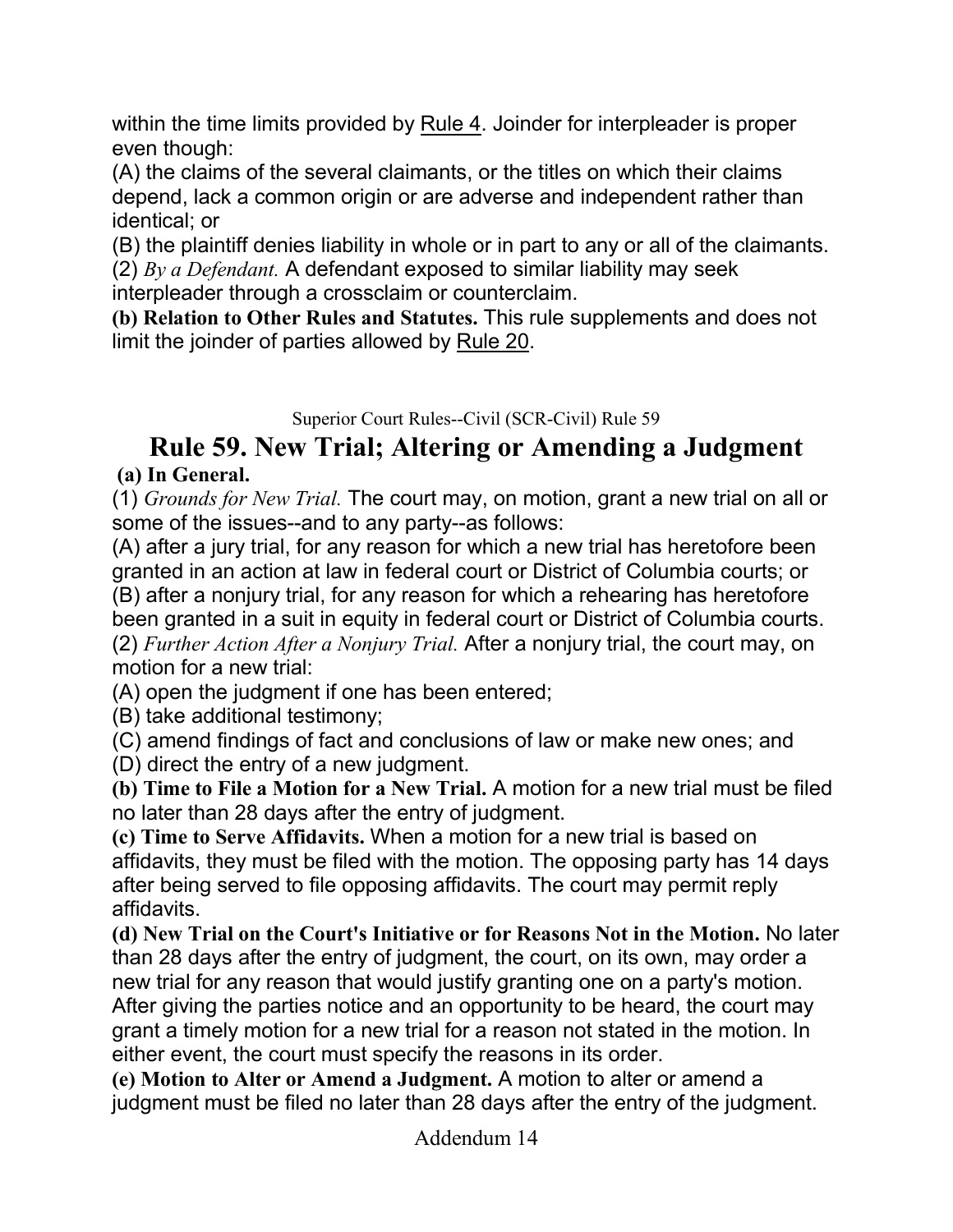within the time limits provided by Rule 4. Joinder for interpleader is proper even though:

(A) the claims of the several claimants, or the titles on which their claims depend, lack a common origin or are adverse and independent rather than identical; or

(B) the plaintiff denies liability in whole or in part to any or all of the claimants.

(2) *By a Defendant.* A defendant exposed to similar liability may seek interpleader through a crossclaim or counterclaim.

**(b) Relation to Other Rules and Statutes.** This rule supplements and does not limit the joinder of parties allowed by Rule 20.

Superior Court Rules--Civil (SCR-Civil) Rule 59

# Rule 59. New Trial; Altering or Amending a Judgment

**(a) In General.**

(1) *Grounds for New Trial.* The court may, on motion, grant a new trial on all or some of the issues--and to any party--as follows:

(A) after a jury trial, for any reason for which a new trial has heretofore been granted in an action at law in federal court or District of Columbia courts; or

(B) after a nonjury trial, for any reason for which a rehearing has heretofore been granted in a suit in equity in federal court or District of Columbia courts.

(2) *Further Action After a Nonjury Trial.* After a nonjury trial, the court may, on motion for a new trial:

(A) open the judgment if one has been entered;

(B) take additional testimony;

(C) amend findings of fact and conclusions of law or make new ones; and

(D) direct the entry of a new judgment.

**(b) Time to File a Motion for a New Trial.** A motion for a new trial must be filed no later than 28 days after the entry of judgment.

**(c) Time to Serve Affidavits.** When a motion for a new trial is based on affidavits, they must be filed with the motion. The opposing party has 14 days after being served to file opposing affidavits. The court may permit reply affidavits.

**(d) New Trial on the Court's Initiative or for Reasons Not in the Motion.** No later than 28 days after the entry of judgment, the court, on its own, may order a new trial for any reason that would justify granting one on a party's motion. After giving the parties notice and an opportunity to be heard, the court may grant a timely motion for a new trial for a reason not stated in the motion. In either event, the court must specify the reasons in its order.

**(e) Motion to Alter or Amend a Judgment.** A motion to alter or amend a judgment must be filed no later than 28 days after the entry of the judgment.

Addendum 14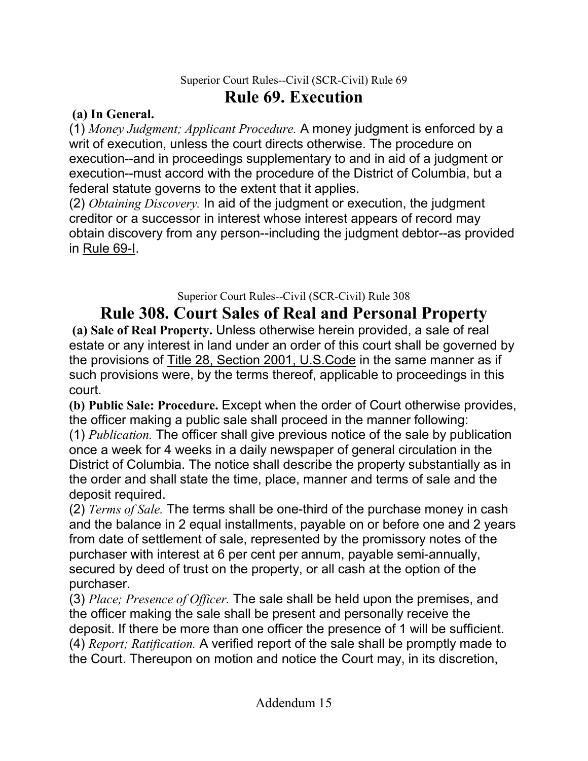Superior Court Rules--Civil (SCR-Civil) Rule 69

# Rule 69. Execution

**(a) In General.**

(1) *Money Judgment; Applicant Procedure.* A money judgment is enforced by a writ of execution, unless the court directs otherwise. The procedure on execution--and in proceedings supplementary to and in aid of a judgment or execution--must accord with the procedure of the District of Columbia, but a federal statute governs to the extent that it applies.

(2) *Obtaining Discovery.* In aid of the judgment or execution, the judgment creditor or a successor in interest whose interest appears of record may obtain discovery from any person--including the judgment debtor--as provided in Rule 69-I.

Superior Court Rules--Civil (SCR-Civil) Rule 308

# Rule 308. Court Sales of Real and Personal Property

**(a) Sale of Real Property.** Unless otherwise herein provided, a sale of real estate or any interest in land under an order of this court shall be governed by the provisions of Title 28, Section 2001, U.S.Code in the same manner as if such provisions were, by the terms thereof, applicable to proceedings in this court.

**(b) Public Sale: Procedure.** Except when the order of Court otherwise provides, the officer making a public sale shall proceed in the manner following:

(1) *Publication.* The officer shall give previous notice of the sale by publication once a week for 4 weeks in a daily newspaper of general circulation in the District of Columbia. The notice shall describe the property substantially as in the order and shall state the time, place, manner and terms of sale and the deposit required.

(2) *Terms of Sale.* The terms shall be one-third of the purchase money in cash and the balance in 2 equal installments, payable on or before one and 2 years from date of settlement of sale, represented by the promissory notes of the purchaser with interest at 6 per cent per annum, payable semi-annually, secured by deed of trust on the property, or all cash at the option of the purchaser.

(3) *Place; Presence of Officer.* The sale shall be held upon the premises, and the officer making the sale shall be present and personally receive the deposit. If there be more than one officer the presence of 1 will be sufficient.

(4) *Report; Ratification.* A verified report of the sale shall be promptly made to the Court. Thereupon on motion and notice the Court may, in its discretion,

Addendum 15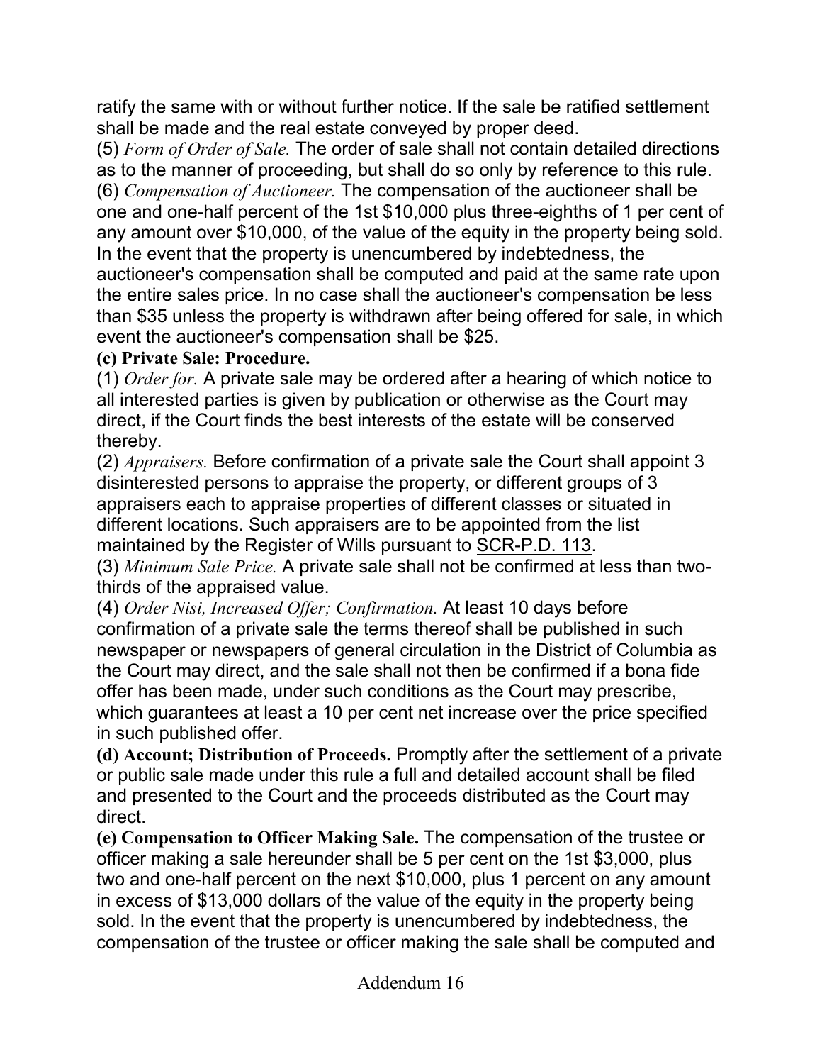ratify the same with or without further notice. If the sale be ratified settlement shall be made and the real estate conveyed by proper deed.

(5) *Form of Order of Sale.* The order of sale shall not contain detailed directions as to the manner of proceeding, but shall do so only by reference to this rule.

(6) *Compensation of Auctioneer.* The compensation of the auctioneer shall be one and one-half percent of the 1st $10,000 plus three-eighths of 1 per cent of any amount over $10,000, of the value of the equity in the property being sold. In the event that the property is unencumbered by indebtedness, the auctioneer's compensation shall be computed and paid at the same rate upon the entire sales price. In no case shall the auctioneer's compensation be less than $35 unless the property is withdrawn after being offered for sale, in which event the auctioneer's compensation shall be $25.

**(c) Private Sale: Procedure.**

(1) *Order for.* A private sale may be ordered after a hearing of which notice to all interested parties is given by publication or otherwise as the Court may direct, if the Court finds the best interests of the estate will be conserved thereby.

(2) *Appraisers.* Before confirmation of a private sale the Court shall appoint 3 disinterested persons to appraise the property, or different groups of 3 appraisers each to appraise properties of different classes or situated in different locations. Such appraisers are to be appointed from the list maintained by the Register of Wills pursuant to SCR-P.D. 113.

(3) *Minimum Sale Price.* A private sale shall not be confirmed at less than two-thirds of the appraised value.

(4) *Order Nisi, Increased Offer; Confirmation.* At least 10 days before confirmation of a private sale the terms thereof shall be published in such newspaper or newspapers of general circulation in the District of Columbia as the Court may direct, and the sale shall not then be confirmed if a bona fide offer has been made, under such conditions as the Court may prescribe, which guarantees at least a 10 per cent net increase over the price specified in such published offer.

**(d) Account; Distribution of Proceeds.** Promptly after the settlement of a private or public sale made under this rule a full and detailed account shall be filed and presented to the Court and the proceeds distributed as the Court may direct.

**(e) Compensation to Officer Making Sale.** The compensation of the trustee or officer making a sale hereunder shall be 5 per cent on the 1st $3,000, plus two and one-half percent on the next $10,000, plus 1 percent on any amount in excess of $13,000 dollars of the value of the equity in the property being sold. In the event that the property is unencumbered by indebtedness, the compensation of the trustee or officer making the sale shall be computed and

Addendum 16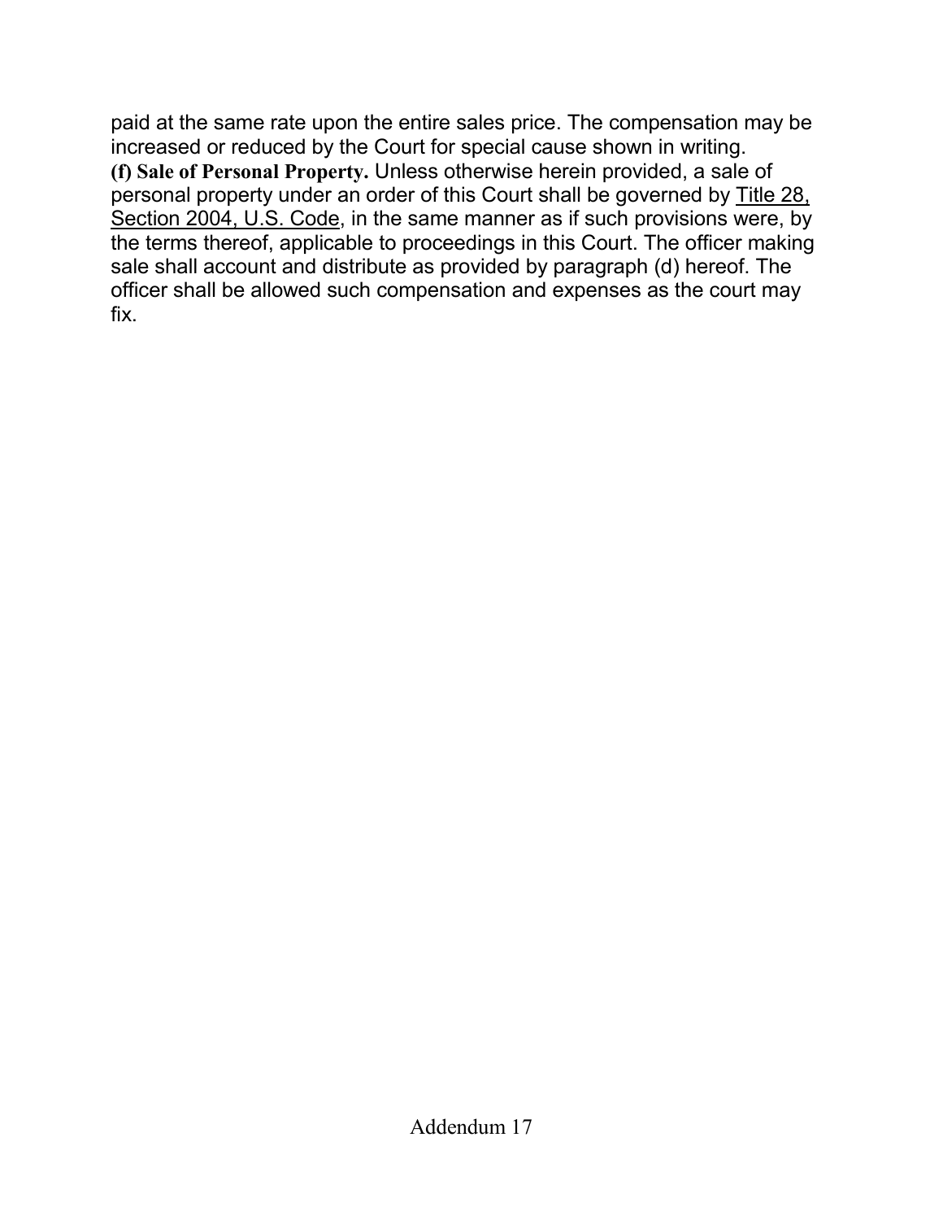paid at the same rate upon the entire sales price. The compensation may be increased or reduced by the Court for special cause shown in writing.

**(f) Sale of Personal Property.** Unless otherwise herein provided, a sale of personal property under an order of this Court shall be governed by Title 28, Section 2004, U.S. Code, in the same manner as if such provisions were, by the terms thereof, applicable to proceedings in this Court. The officer making sale shall account and distribute as provided by paragraph (d) hereof. The officer shall be allowed such compensation and expenses as the court may fix.